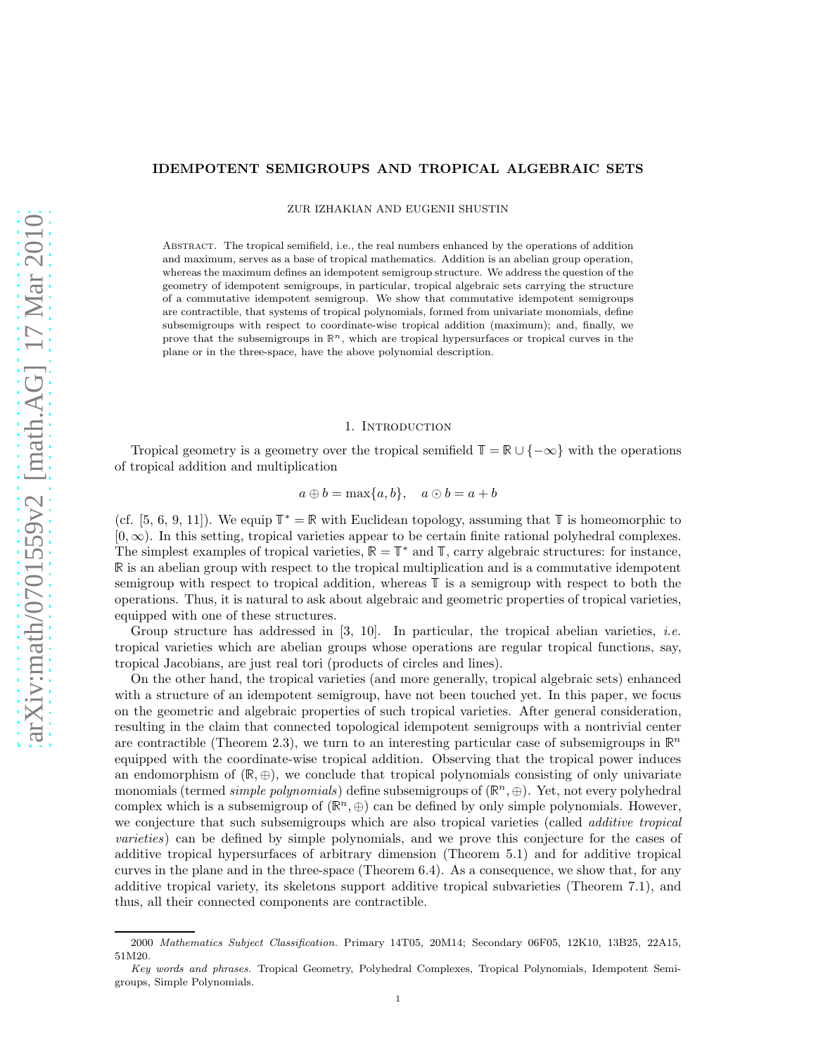# IDEMPOTENT SEMIGROUPS AND TROPICAL ALGEBRAIC SETS

ZUR IZHAKIAN AND EUGENII SHUSTIN

Abstract. The tropical semifield, i.e., the real numbers enhanced by the operations of addition and maximum, serves as a base of tropical mathematics. Addition is an abelian group operation, whereas the maximum defines an idempotent semigroup structure. We address the question of the geometry of idempotent semigroups, in particular, tropical algebraic sets carrying the structure of a commutative idempotent semigroup. We show that commutative idempotent semigroups are contractible, that systems of tropical polynomials, formed from univariate monomials, define subsemigroups with respect to coordinate-wise tropical addition (maximum); and, finally, we prove that the subsemigroups in $\mathbb{R}^n$, which are tropical hypersurfaces or tropical curves in the plane or in the three-space, have the above polynomial description.

## 1. Introduction

Tropical geometry is a geometry over the tropical semifield $\mathbb{T} = \mathbb{R} \cup \{-\infty\}$ with the operations of tropical addition and multiplication

$$a \oplus b = \max\{a, b\}, \quad a \odot b = a + b$$

(cf. [5, 6, 9, 11]). We equip $\mathbb{T}^* = \mathbb{R}$ with Euclidean topology, assuming that $\mathbb{T}$ is homeomorphic to $[0, \infty)$. In this setting, tropical varieties appear to be certain finite rational polyhedral complexes. The simplest examples of tropical varieties, $\mathbb{R} = \mathbb{T}^*$ and $\mathbb{T}$, carry algebraic structures: for instance, $\mathbb{R}$ is an abelian group with respect to the tropical multiplication and is a commutative idempotent semigroup with respect to tropical addition, whereas $\mathbb{T}$ is a semigroup with respect to both the operations. Thus, it is natural to ask about algebraic and geometric properties of tropical varieties, equipped with one of these structures.

Group structure has addressed in [3, 10]. In particular, the tropical abelian varieties, *i.e.* tropical varieties which are abelian groups whose operations are regular tropical functions, say, tropical Jacobians, are just real tori (products of circles and lines).

On the other hand, the tropical varieties (and more generally, tropical algebraic sets) enhanced with a structure of an idempotent semigroup, have not been touched yet. In this paper, we focus on the geometric and algebraic properties of such tropical varieties. After general consideration, resulting in the claim that connected topological idempotent semigroups with a nontrivial center are contractible (Theorem 2.3), we turn to an interesting particular case of subsemigroups in $\mathbb{R}^n$ equipped with the coordinate-wise tropical addition. Observing that the tropical power induces an endomorphism of $(\mathbb{R}, \oplus)$, we conclude that tropical polynomials consisting of only univariate monomials (termed *simple polynomials*) define subsemigroups of $(\mathbb{R}^n, \oplus)$. Yet, not every polyhedral complex which is a subsemigroup of $(\mathbb{R}^n, \oplus)$ can be defined by only simple polynomials. However, we conjecture that such subsemigroups which are also tropical varieties (called *additive tropical varieties*) can be defined by simple polynomials, and we prove this conjecture for the cases of additive tropical hypersurfaces of arbitrary dimension (Theorem 5.1) and for additive tropical curves in the plane and in the three-space (Theorem 6.4). As a consequence, we show that, for any additive tropical variety, its skeletons support additive tropical subvarieties (Theorem 7.1), and thus, all their connected components are contractible.

---

2000 *Mathematics Subject Classification.* Primary 14T05, 20M14; Secondary 06F05, 12K10, 13B25, 22A15, 51M20.

*Key words and phrases.* Tropical Geometry, Polyhedral Complexes, Tropical Polynomials, Idempotent Semigroups, Simple Polynomials.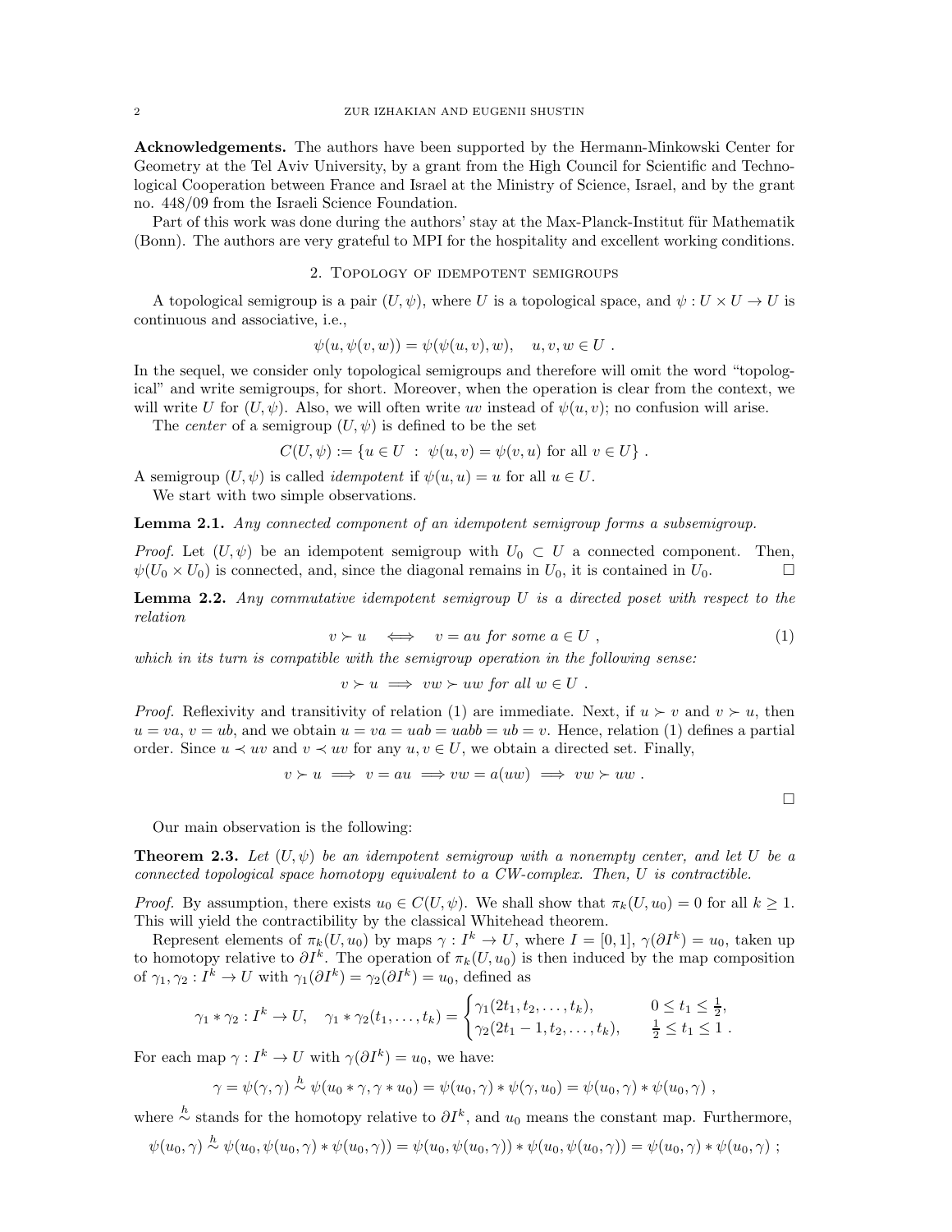**Acknowledgements.** The authors have been supported by the Hermann-Minkowski Center for Geometry at the Tel Aviv University, by a grant from the High Council for Scientific and Technological Cooperation between France and Israel at the Ministry of Science, Israel, and by the grant no. 448/09 from the Israeli Science Foundation.

Part of this work was done during the authors' stay at the Max-Planck-Institut für Mathematik (Bonn). The authors are very grateful to MPI for the hospitality and excellent working conditions.

## 2. Topology of idempotent semigroups

A topological semigroup is a pair $(U, \psi)$, where $U$ is a topological space, and $\psi : U \times U \to U$ is continuous and associative, i.e.,

$$\psi(u, \psi(v, w)) = \psi(\psi(u, v), w), \quad u, v, w \in U \ .$$

In the sequel, we consider only topological semigroups and therefore will omit the word "topological" and write semigroups, for short. Moreover, when the operation is clear from the context, we will write $U$ for $(U, \psi)$. Also, we will often write $uv$ instead of $\psi(u, v)$; no confusion will arise.

The *center* of a semigroup $(U, \psi)$ is defined to be the set

$$C(U, \psi) := \{u \in U \ : \ \psi(u, v) = \psi(v, u) \text{ for all } v \in U\} \ .$$

A semigroup $(U, \psi)$ is called *idempotent* if $\psi(u, u) = u$ for all $u \in U$.

We start with two simple observations.

**Lemma 2.1.** *Any connected component of an idempotent semigroup forms a subsemigroup.*

*Proof.* Let $(U, \psi)$ be an idempotent semigroup with $U_0 \subset U$ a connected component. Then, $\psi(U_0 \times U_0)$ is connected, and, since the diagonal remains in $U_0$, it is contained in $U_0$. □

**Lemma 2.2.** *Any commutative idempotent semigroup $U$ is a directed poset with respect to the relation*

$$v \succ u \quad \Longleftrightarrow \quad v = au \text{ for some } a \in U \ , \tag{1}$$

*which in its turn is compatible with the semigroup operation in the following sense:*

$$v \succ u \implies vw \succ uw \text{ for all } w \in U \ .$$

*Proof.* Reflexivity and transitivity of relation (1) are immediate. Next, if $u \succ v$ and $v \succ u$, then $u = va$, $v = ub$, and we obtain $u = va = uab = uabb = ub = v$. Hence, relation (1) defines a partial order. Since $u \prec uv$ and $v \prec uv$ for any $u, v \in U$, we obtain a directed set. Finally,

$$v \succ u \implies v = au \implies vw = a(uw) \implies vw \succ uw \ .$$

□

Our main observation is the following:

**Theorem 2.3.** *Let $(U, \psi)$ be an idempotent semigroup with a nonempty center, and let $U$ be a connected topological space homotopy equivalent to a CW-complex. Then, $U$ is contractible.*

*Proof.* By assumption, there exists $u_0 \in C(U, \psi)$. We shall show that $\pi_k(U, u_0) = 0$ for all $k \geq 1$. This will yield the contractibility by the classical Whitehead theorem.

Represent elements of $\pi_k(U, u_0)$ by maps $\gamma : I^k \to U$, where $I = [0, 1]$, $\gamma(\partial I^k) = u_0$, taken up to homotopy relative to $\partial I^k$. The operation of $\pi_k(U, u_0)$ is then induced by the map composition of $\gamma_1, \gamma_2 : I^k \to U$ with $\gamma_1(\partial I^k) = \gamma_2(\partial I^k) = u_0$, defined as

$$\gamma_1 * \gamma_2 : I^k \to U, \quad \gamma_1 * \gamma_2(t_1, \ldots, t_k) = \begin{cases} \gamma_1(2t_1, t_2, \ldots, t_k), & 0 \leq t_1 \leq \frac{1}{2}, \\ \gamma_2(2t_1 - 1, t_2, \ldots, t_k), & \frac{1}{2} \leq t_1 \leq 1 \ . \end{cases}$$

For each map $\gamma : I^k \to U$ with $\gamma(\partial I^k) = u_0$, we have:

$$\gamma = \psi(\gamma, \gamma) \overset{h}{\sim} \psi(u_0 * \gamma, \gamma * u_0) = \psi(u_0, \gamma) * \psi(\gamma, u_0) = \psi(u_0, \gamma) * \psi(u_0, \gamma) \ ,$$

where $\overset{h}{\sim}$ stands for the homotopy relative to $\partial I^k$, and $u_0$ means the constant map. Furthermore,

$$\psi(u_0, \gamma) \overset{h}{\sim} \psi(u_0, \psi(u_0, \gamma) * \psi(u_0, \gamma)) = \psi(u_0, \psi(u_0, \gamma)) * \psi(u_0, \psi(u_0, \gamma)) = \psi(u_0, \gamma) * \psi(u_0, \gamma) \ ;$$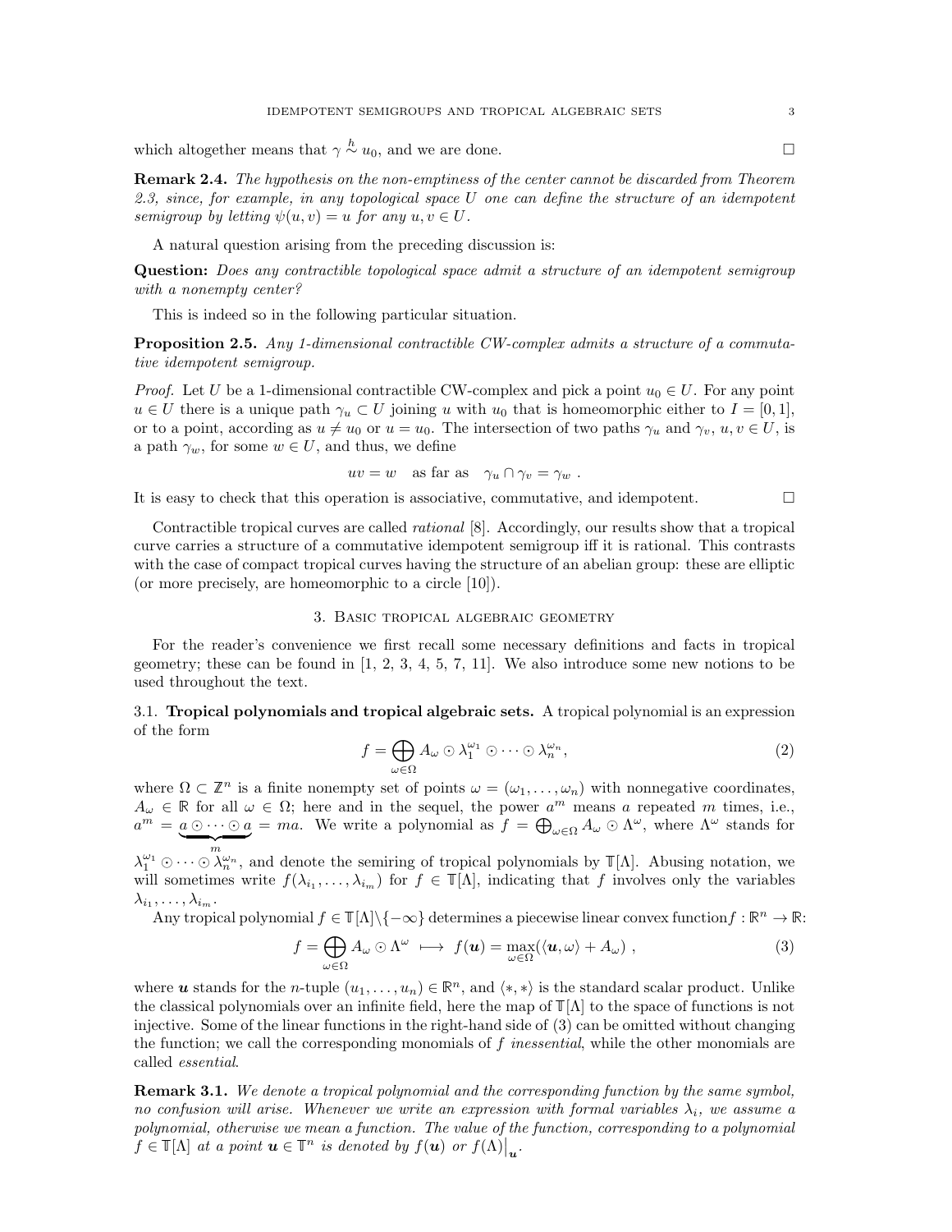which altogether means that $\gamma \overset{h}{\sim} u_0$, and we are done. ☐

**Remark 2.4.** *The hypothesis on the non-emptiness of the center cannot be discarded from Theorem 2.3, since, for example, in any topological space $U$ one can define the structure of an idempotent semigroup by letting $\psi(u,v) = u$ for any $u, v \in U$.*

A natural question arising from the preceding discussion is:

**Question:** *Does any contractible topological space admit a structure of an idempotent semigroup with a nonempty center?*

This is indeed so in the following particular situation.

**Proposition 2.5.** *Any 1-dimensional contractible CW-complex admits a structure of a commutative idempotent semigroup.*

*Proof.* Let $U$ be a 1-dimensional contractible CW-complex and pick a point $u_0 \in U$. For any point $u \in U$ there is a unique path $\gamma_u \subset U$ joining $u$ with $u_0$ that is homeomorphic either to $I = [0,1]$, or to a point, according as $u \neq u_0$ or $u = u_0$. The intersection of two paths $\gamma_u$ and $\gamma_v$, $u, v \in U$, is a path $\gamma_w$, for some $w \in U$, and thus, we define

$$uv = w \quad \text{as far as} \quad \gamma_u \cap \gamma_v = \gamma_w \ .$$

It is easy to check that this operation is associative, commutative, and idempotent. ☐

Contractible tropical curves are called *rational* [8]. Accordingly, our results show that a tropical curve carries a structure of a commutative idempotent semigroup iff it is rational. This contrasts with the case of compact tropical curves having the structure of an abelian group: these are elliptic (or more precisely, are homeomorphic to a circle [10]).

## 3. Basic tropical algebraic geometry

For the reader's convenience we first recall some necessary definitions and facts in tropical geometry; these can be found in [1, 2, 3, 4, 5, 7, 11]. We also introduce some new notions to be used throughout the text.

### 3.1. Tropical polynomials and tropical algebraic sets.

A tropical polynomial is an expression of the form

$$f = \bigoplus_{\omega \in \Omega} A_\omega \odot \lambda_1^{\omega_1} \odot \cdots \odot \lambda_n^{\omega_n}, \tag{2}$$

where $\Omega \subset \mathbb{Z}^n$ is a finite nonempty set of points $\omega = (\omega_1, \dots, \omega_n)$ with nonnegative coordinates, $A_\omega \in \mathbb{R}$ for all $\omega \in \Omega$; here and in the sequel, the power $a^m$ means $a$ repeated $m$ times, i.e., $a^m = \underbrace{a \odot \cdots \odot a}_{m} = ma$. We write a polynomial as $f = \bigoplus_{\omega \in \Omega} A_\omega \odot \Lambda^\omega$, where $\Lambda^\omega$ stands for $\lambda_1^{\omega_1} \odot \cdots \odot \lambda_n^{\omega_n}$, and denote the semiring of tropical polynomials by $\mathbb{T}[\Lambda]$. Abusing notation, we will sometimes write $f(\lambda_{i_1}, \dots, \lambda_{i_m})$ for $f \in \mathbb{T}[\Lambda]$, indicating that $f$ involves only the variables $\lambda_{i_1}, \dots, \lambda_{i_m}$.

Any tropical polynomial $f \in \mathbb{T}[\Lambda] \setminus \{-\infty\}$ determines a piecewise linear convex function $f : \mathbb{R}^n \to \mathbb{R}$:

$$f = \bigoplus_{\omega \in \Omega} A_\omega \odot \Lambda^\omega \ \longmapsto \ f(\boldsymbol{u}) = \max_{\omega \in \Omega} (\langle \boldsymbol{u}, \omega \rangle + A_\omega) \ , \tag{3}$$

where $\boldsymbol{u}$ stands for the $n$-tuple $(u_1, \dots, u_n) \in \mathbb{R}^n$, and $\langle *, * \rangle$ is the standard scalar product. Unlike the classical polynomials over an infinite field, here the map of $\mathbb{T}[\Lambda]$ to the space of functions is not injective. Some of the linear functions in the right-hand side of (3) can be omitted without changing the function; we call the corresponding monomials of $f$ *inessential*, while the other monomials are called *essential*.

**Remark 3.1.** *We denote a tropical polynomial and the corresponding function by the same symbol, no confusion will arise. Whenever we write an expression with formal variables $\lambda_i$, we assume a polynomial, otherwise we mean a function. The value of the function, corresponding to a polynomial $f \in \mathbb{T}[\Lambda]$ at a point $\boldsymbol{u} \in \mathbb{T}^n$ is denoted by $f(\boldsymbol{u})$ or $f(\Lambda)\big|_{\boldsymbol{u}}$.*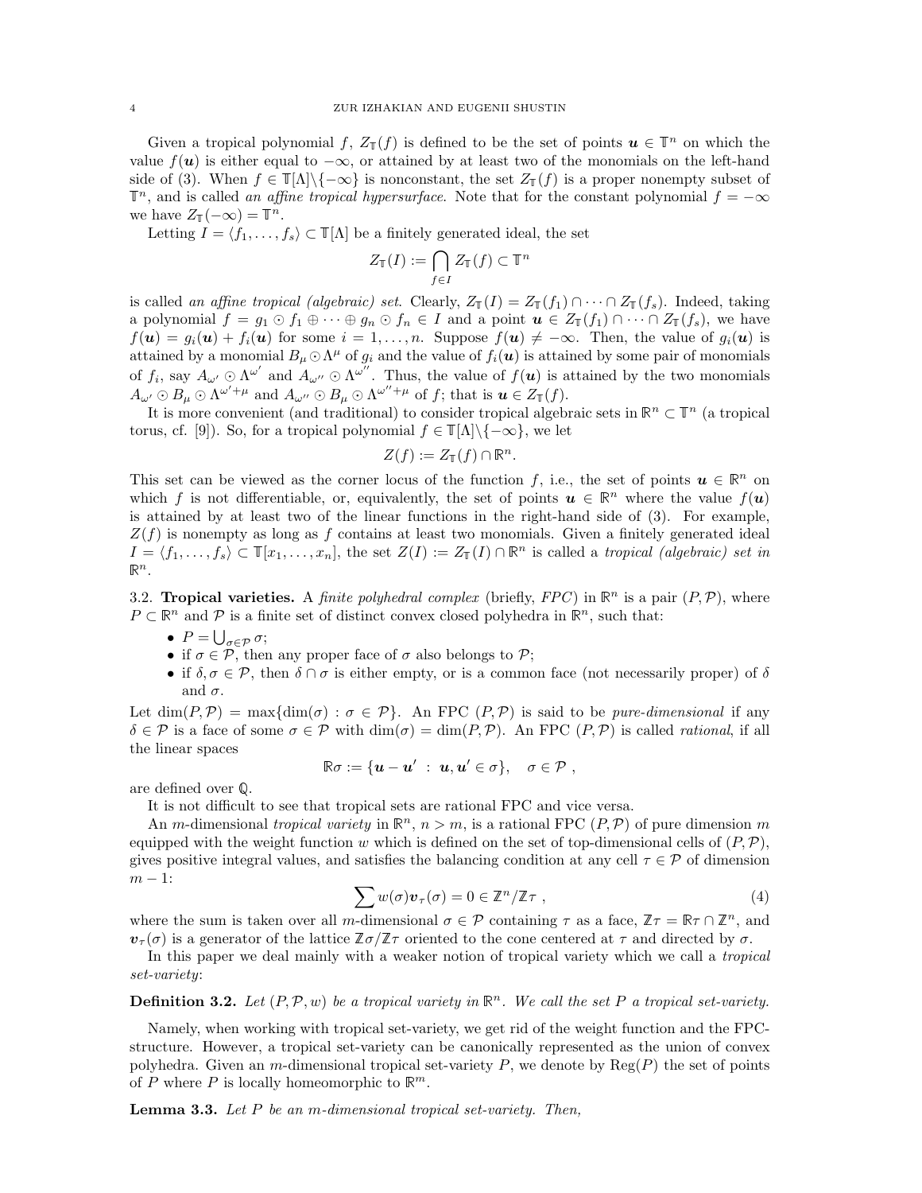Given a tropical polynomial $f$, $Z_{\mathbb{T}}(f)$ is defined to be the set of points $\boldsymbol{u} \in \mathbb{T}^n$ on which the value $f(\boldsymbol{u})$ is either equal to $-\infty$, or attained by at least two of the monomials on the left-hand side of (3). When $f \in \mathbb{T}[\Lambda]\backslash\{-\infty\}$ is nonconstant, the set $Z_{\mathbb{T}}(f)$ is a proper nonempty subset of $\mathbb{T}^n$, and is called *an affine tropical hypersurface*. Note that for the constant polynomial $f = -\infty$ we have $Z_{\mathbb{T}}(-\infty) = \mathbb{T}^n$.

Letting $I = \langle f_1, \dots, f_s \rangle \subset \mathbb{T}[\Lambda]$ be a finitely generated ideal, the set

$$Z_{\mathbb{T}}(I) := \bigcap_{f \in I} Z_{\mathbb{T}}(f) \subset \mathbb{T}^n$$

is called *an affine tropical (algebraic) set*. Clearly, $Z_{\mathbb{T}}(I) = Z_{\mathbb{T}}(f_1) \cap \dots \cap Z_{\mathbb{T}}(f_s)$. Indeed, taking a polynomial $f = g_1 \odot f_1 \oplus \dots \oplus g_n \odot f_n \in I$ and a point $\boldsymbol{u} \in Z_{\mathbb{T}}(f_1) \cap \dots \cap Z_{\mathbb{T}}(f_s)$, we have $f(\boldsymbol{u}) = g_i(\boldsymbol{u}) + f_i(\boldsymbol{u})$ for some $i = 1, \dots, n$. Suppose $f(\boldsymbol{u}) \neq -\infty$. Then, the value of $g_i(\boldsymbol{u})$ is attained by a monomial $B_\mu \odot \Lambda^\mu$ of $g_i$ and the value of $f_i(\boldsymbol{u})$ is attained by some pair of monomials of $f_i$, say $A_{\omega'} \odot \Lambda^{\omega'}$ and $A_{\omega''} \odot \Lambda^{\omega''}$. Thus, the value of $f(\boldsymbol{u})$ is attained by the two monomials $A_{\omega'} \odot B_\mu \odot \Lambda^{\omega'+\mu}$ and $A_{\omega''} \odot B_\mu \odot \Lambda^{\omega''+\mu}$ of $f$; that is $\boldsymbol{u} \in Z_{\mathbb{T}}(f)$.

It is more convenient (and traditional) to consider tropical algebraic sets in $\mathbb{R}^n \subset \mathbb{T}^n$ (a tropical torus, cf. [9]). So, for a tropical polynomial $f \in \mathbb{T}[\Lambda]\backslash\{-\infty\}$, we let

$$Z(f) := Z_{\mathbb{T}}(f) \cap \mathbb{R}^n.$$

This set can be viewed as the corner locus of the function $f$, i.e., the set of points $\boldsymbol{u} \in \mathbb{R}^n$ on which $f$ is not differentiable, or, equivalently, the set of points $\boldsymbol{u} \in \mathbb{R}^n$ where the value $f(\boldsymbol{u})$ is attained by at least two of the linear functions in the right-hand side of (3). For example, $Z(f)$ is nonempty as long as $f$ contains at least two monomials. Given a finitely generated ideal $I = \langle f_1, \dots, f_s \rangle \subset \mathbb{T}[x_1, \dots, x_n]$, the set $Z(I) := Z_{\mathbb{T}}(I) \cap \mathbb{R}^n$ is called *a tropical (algebraic) set in* $\mathbb{R}^n$.

3.2. **Tropical varieties.** A *finite polyhedral complex* (briefly, *FPC*) in $\mathbb{R}^n$ is a pair $(P, \mathcal{P})$, where $P \subset \mathbb{R}^n$ and $\mathcal{P}$ is a finite set of distinct convex closed polyhedra in $\mathbb{R}^n$, such that:

- $P = \bigcup_{\sigma \in \mathcal{P}} \sigma$;
- if $\sigma \in \mathcal{P}$, then any proper face of $\sigma$ also belongs to $\mathcal{P}$;
- if $\delta, \sigma \in \mathcal{P}$, then $\delta \cap \sigma$ is either empty, or is a common face (not necessarily proper) of $\delta$ and $\sigma$.

Let $\dim(P, \mathcal{P}) = \max\{\dim(\sigma) : \sigma \in \mathcal{P}\}$. An FPC $(P, \mathcal{P})$ is said to be *pure-dimensional* if any $\delta \in \mathcal{P}$ is a face of some $\sigma \in \mathcal{P}$ with $\dim(\sigma) = \dim(P, \mathcal{P})$. An FPC $(P, \mathcal{P})$ is called *rational*, if all the linear spaces

$$\mathbb{R}\sigma := \{\boldsymbol{u} - \boldsymbol{u}' \ : \ \boldsymbol{u}, \boldsymbol{u}' \in \sigma\}, \quad \sigma \in \mathcal{P} \ ,$$

are defined over $\mathbb{Q}$.

It is not difficult to see that tropical sets are rational FPC and vice versa.

An $m$-dimensional *tropical variety* in $\mathbb{R}^n$, $n > m$, is a rational FPC $(P, \mathcal{P})$ of pure dimension $m$ equipped with the weight function $w$ which is defined on the set of top-dimensional cells of $(P, \mathcal{P})$, gives positive integral values, and satisfies the balancing condition at any cell $\tau \in \mathcal{P}$ of dimension $m - 1$:

$$\sum w(\sigma) \boldsymbol{v}_\tau(\sigma) = 0 \in \mathbb{Z}^n / \mathbb{Z}\tau \ , \tag{4}$$

where the sum is taken over all $m$-dimensional $\sigma \in \mathcal{P}$ containing $\tau$ as a face, $\mathbb{Z}\tau = \mathbb{R}\tau \cap \mathbb{Z}^n$, and $\boldsymbol{v}_\tau(\sigma)$ is a generator of the lattice $\mathbb{Z}\sigma / \mathbb{Z}\tau$ oriented to the cone centered at $\tau$ and directed by $\sigma$.

In this paper we deal mainly with a weaker notion of tropical variety which we call a *tropical set-variety*:

**Definition 3.2.** *Let $(P, \mathcal{P}, w)$ be a tropical variety in $\mathbb{R}^n$. We call the set $P$ a tropical set-variety.*

Namely, when working with tropical set-variety, we get rid of the weight function and the FPC-structure. However, a tropical set-variety can be canonically represented as the union of convex polyhedra. Given an $m$-dimensional tropical set-variety $P$, we denote by $\text{Reg}(P)$ the set of points of $P$ where $P$ is locally homeomorphic to $\mathbb{R}^m$.

**Lemma 3.3.** *Let $P$ be an $m$-dimensional tropical set-variety. Then,*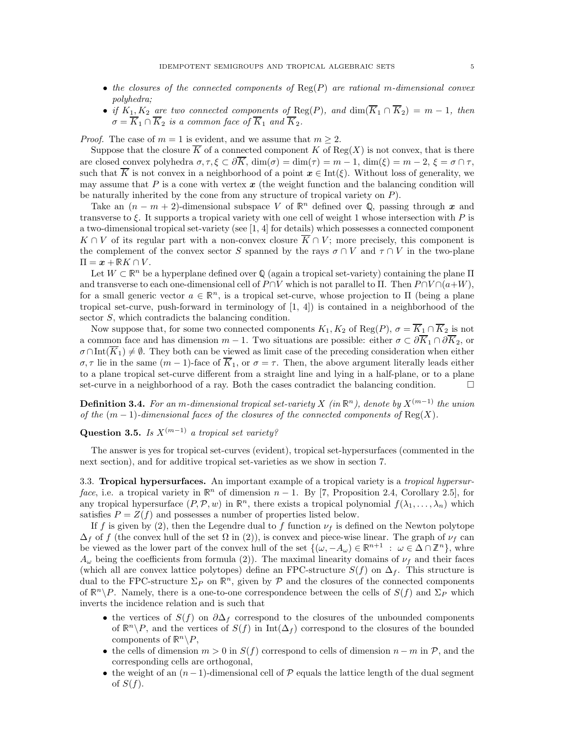- *the closures of the connected components of* $\mathrm{Reg}(P)$ *are rational* $m$*-dimensional convex polyhedra;*
- *if* $K_1, K_2$ *are two connected components of* $\mathrm{Reg}(P)$*, and* $\dim(\overline{K}_1 \cap \overline{K}_2) = m-1$*, then* $\sigma = \overline{K}_1 \cap \overline{K}_2$ *is a common face of* $\overline{K}_1$ *and* $\overline{K}_2$*.*

*Proof.* The case of $m = 1$ is evident, and we assume that $m \geq 2$.

Suppose that the closure $\overline{K}$ of a connected component $K$ of $\mathrm{Reg}(X)$ is not convex, that is there are closed convex polyhedra $\sigma, \tau, \xi \subset \partial\overline{K}$, $\dim(\sigma) = \dim(\tau) = m-1$, $\dim(\xi) = m-2$, $\xi = \sigma \cap \tau$, such that $\overline{K}$ is not convex in a neighborhood of a point $\boldsymbol{x} \in \mathrm{Int}(\xi)$. Without loss of generality, we may assume that $P$ is a cone with vertex $\boldsymbol{x}$ (the weight function and the balancing condition will be naturally inherited by the cone from any structure of tropical variety on $P$).

Take an $(n-m+2)$-dimensional subspace $V$ of $\mathbb{R}^n$ defined over $\mathbb{Q}$, passing through $\boldsymbol{x}$ and transverse to $\xi$. It supports a tropical variety with one cell of weight 1 whose intersection with $P$ is a two-dimensional tropical set-variety (see [1, 4] for details) which possesses a connected component $K \cap V$ of its regular part with a non-convex closure $\overline{K} \cap V$; more precisely, this component is the complement of the convex sector $S$ spanned by the rays $\sigma \cap V$ and $\tau \cap V$ in the two-plane $\Pi = \boldsymbol{x} + \mathbb{R}K \cap V$.

Let $W \subset \mathbb{R}^n$ be a hyperplane defined over $\mathbb{Q}$ (again a tropical set-variety) containing the plane $\Pi$ and transverse to each one-dimensional cell of $P \cap V$ which is not parallel to $\Pi$. Then $P \cap V \cap (a + W)$, for a small generic vector $a \in \mathbb{R}^n$, is a tropical set-curve, whose projection to $\Pi$ (being a plane tropical set-curve, push-forward in terminology of [1, 4]) is contained in a neighborhood of the sector $S$, which contradicts the balancing condition.

Now suppose that, for some two connected components $K_1, K_2$ of $\mathrm{Reg}(P)$, $\sigma = \overline{K}_1 \cap \overline{K}_2$ is not a common face and has dimension $m-1$. Two situations are possible: either $\sigma \subset \partial\overline{K}_1 \cap \partial\overline{K}_2$, or $\sigma \cap \mathrm{Int}(\overline{K}_1) \neq \emptyset$. They both can be viewed as limit case of the preceding consideration when either $\sigma, \tau$ lie in the same $(m-1)$-face of $\overline{K}_1$, or $\sigma = \tau$. Then, the above argument literally leads either to a plane tropical set-curve different from a straight line and lying in a half-plane, or to a plane set-curve in a neighborhood of a ray. Both the cases contradict the balancing condition. $\square$

**Definition 3.4.** *For an* $m$*-dimensional tropical set-variety* $X$ *(in* $\mathbb{R}^n$*), denote by* $X^{(m-1)}$ *the union of the* $(m-1)$*-dimensional faces of the closures of the connected components of* $\mathrm{Reg}(X)$*.*

**Question 3.5.** *Is* $X^{(m-1)}$ *a tropical set variety?*

The answer is yes for tropical set-curves (evident), tropical set-hypersurfaces (commented in the next section), and for additive tropical set-varieties as we show in section 7.

### 3.3. Tropical hypersurfaces.

An important example of a tropical variety is a *tropical hypersurface*, i.e. a tropical variety in $\mathbb{R}^n$ of dimension $n-1$. By [7, Proposition 2.4, Corollary 2.5], for any tropical hypersurface $(P, \mathcal{P}, w)$ in $\mathbb{R}^n$, there exists a tropical polynomial $f(\lambda_1, \ldots, \lambda_n)$ which satisfies $P = Z(f)$ and possesses a number of properties listed below.

If $f$ is given by (2), then the Legendre dual to $f$ function $\nu_f$ is defined on the Newton polytope $\Delta_f$ of $f$ (the convex hull of the set $\Omega$ in (2)), is convex and piece-wise linear. The graph of $\nu_f$ can be viewed as the lower part of the convex hull of the set $\{(\omega, -A_\omega) \in \mathbb{R}^{n+1} \ : \ \omega \in \Delta \cap \mathbb{Z}^n\}$, whre $A_\omega$ being the coefficients from formula (2)). The maximal linearity domains of $\nu_f$ and their faces (which all are convex lattice polytopes) define an FPC-structure $S(f)$ on $\Delta_f$. This structure is dual to the FPC-structure $\Sigma_P$ on $\mathbb{R}^n$, given by $\mathcal{P}$ and the closures of the connected components of $\mathbb{R}^n \backslash P$. Namely, there is a one-to-one correspondence between the cells of $S(f)$ and $\Sigma_P$ which inverts the incidence relation and is such that

- the vertices of $S(f)$ on $\partial\Delta_f$ correspond to the closures of the unbounded components of $\mathbb{R}^n \backslash P$, and the vertices of $S(f)$ in $\mathrm{Int}(\Delta_f)$ correspond to the closures of the bounded components of $\mathbb{R}^n \backslash P$,
- the cells of dimension $m > 0$ in $S(f)$ correspond to cells of dimension $n-m$ in $\mathcal{P}$, and the corresponding cells are orthogonal,
- the weight of an $(n-1)$-dimensional cell of $\mathcal{P}$ equals the lattice length of the dual segment of $S(f)$.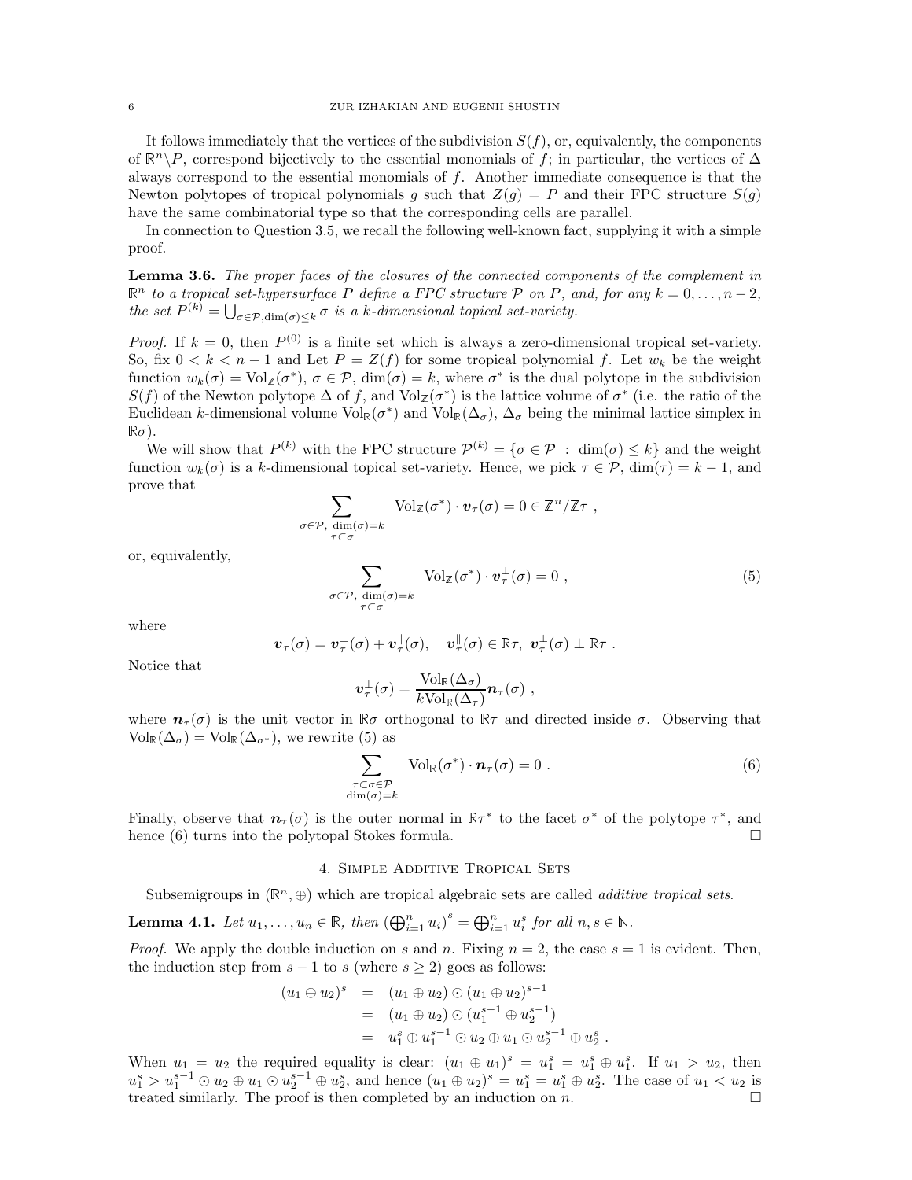It follows immediately that the vertices of the subdivision $S(f)$, or, equivalently, the components of $\mathbb{R}^n\backslash P$, correspond bijectively to the essential monomials of $f$; in particular, the vertices of $\Delta$ always correspond to the essential monomials of $f$. Another immediate consequence is that the Newton polytopes of tropical polynomials $g$ such that $Z(g) = P$ and their FPC structure $S(g)$ have the same combinatorial type so that the corresponding cells are parallel.

In connection to Question 3.5, we recall the following well-known fact, supplying it with a simple proof.

**Lemma 3.6.** *The proper faces of the closures of the connected components of the complement in $\mathbb{R}^n$ to a tropical set-hypersurface $P$ define a FPC structure $\mathcal{P}$ on $P$, and, for any $k = 0, \dots, n-2$, the set $P^{(k)} = \bigcup_{\sigma\in\mathcal{P},\dim(\sigma)\le k} \sigma$ is a $k$-dimensional topical set-variety.*

*Proof.* If $k = 0$, then $P^{(0)}$ is a finite set which is always a zero-dimensional tropical set-variety. So, fix $0 < k < n-1$ and Let $P = Z(f)$ for some tropical polynomial $f$. Let $w_k$ be the weight function $w_k(\sigma) = \mathrm{Vol}_{\mathbb{Z}}(\sigma^*)$, $\sigma \in \mathcal{P}$, $\dim(\sigma) = k$, where $\sigma^*$ is the dual polytope in the subdivision $S(f)$ of the Newton polytope $\Delta$ of $f$, and $\mathrm{Vol}_{\mathbb{Z}}(\sigma^*)$ is the lattice volume of $\sigma^*$ (i.e. the ratio of the Euclidean $k$-dimensional volume $\mathrm{Vol}_{\mathbb{R}}(\sigma^*)$ and $\mathrm{Vol}_{\mathbb{R}}(\Delta_\sigma)$, $\Delta_\sigma$ being the minimal lattice simplex in $\mathbb{R}\sigma$).

We will show that $P^{(k)}$ with the FPC structure $\mathcal{P}^{(k)} = \{\sigma \in \mathcal{P} \ : \ \dim(\sigma) \le k\}$ and the weight function $w_k(\sigma)$ is a $k$-dimensional topical set-variety. Hence, we pick $\tau \in \mathcal{P}$, $\dim(\tau) = k-1$, and prove that

$$\sum_{\substack{\sigma\in\mathcal{P},\ \dim(\sigma)=k\\ \tau\subset\sigma}} \mathrm{Vol}_{\mathbb{Z}}(\sigma^*)\cdot \boldsymbol{v}_\tau(\sigma) = 0 \in \mathbb{Z}^n/\mathbb{Z}\tau \ ,$$

or, equivalently,

$$\sum_{\substack{\sigma\in\mathcal{P},\ \dim(\sigma)=k\\ \tau\subset\sigma}} \mathrm{Vol}_{\mathbb{Z}}(\sigma^*)\cdot \boldsymbol{v}^\perp_\tau(\sigma) = 0 \ , \tag{5}$$

where

$$\boldsymbol{v}_\tau(\sigma) = \boldsymbol{v}^\perp_\tau(\sigma) + \boldsymbol{v}^\parallel_\tau(\sigma), \quad \boldsymbol{v}^\parallel_\tau(\sigma) \in \mathbb{R}\tau,\ \boldsymbol{v}^\perp_\tau(\sigma) \perp \mathbb{R}\tau \ .$$

Notice that

$$\boldsymbol{v}^\perp_\tau(\sigma) = \frac{\mathrm{Vol}_{\mathbb{R}}(\Delta_\sigma)}{k\mathrm{Vol}_{\mathbb{R}}(\Delta_\tau)}\boldsymbol{n}_\tau(\sigma) \ ,$$

where $\boldsymbol{n}_\tau(\sigma)$ is the unit vector in $\mathbb{R}\sigma$ orthogonal to $\mathbb{R}\tau$ and directed inside $\sigma$. Observing that $\mathrm{Vol}_{\mathbb{R}}(\Delta_\sigma) = \mathrm{Vol}_{\mathbb{R}}(\Delta_{\sigma^*})$, we rewrite (5) as

$$\sum_{\substack{\tau\subset\sigma\in\mathcal{P}\\ \dim(\sigma)=k}} \mathrm{Vol}_{\mathbb{R}}(\sigma^*)\cdot \boldsymbol{n}_\tau(\sigma) = 0 \ . \tag{6}$$

Finally, observe that $\boldsymbol{n}_\tau(\sigma)$ is the outer normal in $\mathbb{R}\tau^*$ to the facet $\sigma^*$ of the polytope $\tau^*$, and hence (6) turns into the polytopal Stokes formula. □

## 4. Simple Additive Tropical Sets

Subsemigroups in $(\mathbb{R}^n, \oplus)$ which are tropical algebraic sets are called *additive tropical sets*.

**Lemma 4.1.** *Let $u_1, \dots, u_n \in \mathbb{R}$, then $\left(\bigoplus_{i=1}^n u_i\right)^s = \bigoplus_{i=1}^n u_i^s$ for all $n, s \in \mathbb{N}$.*

*Proof.* We apply the double induction on $s$ and $n$. Fixing $n = 2$, the case $s = 1$ is evident. Then, the induction step from $s-1$ to $s$ (where $s \ge 2$) goes as follows:

$$\begin{aligned}
(u_1 \oplus u_2)^s &= (u_1 \oplus u_2) \odot (u_1 \oplus u_2)^{s-1} \\
&= (u_1 \oplus u_2) \odot (u_1^{s-1} \oplus u_2^{s-1}) \\
&= u_1^s \oplus u_1^{s-1} \odot u_2 \oplus u_1 \odot u_2^{s-1} \oplus u_2^s \ .
\end{aligned}$$

When $u_1 = u_2$ the required equality is clear: $(u_1 \oplus u_1)^s = u_1^s = u_1^s \oplus u_1^s$. If $u_1 > u_2$, then $u_1^s > u_1^{s-1} \odot u_2 \oplus u_1 \odot u_2^{s-1} \oplus u_2^s$, and hence $(u_1 \oplus u_2)^s = u_1^s = u_1^s \oplus u_2^s$. The case of $u_1 < u_2$ is treated similarly. The proof is then completed by an induction on $n$. □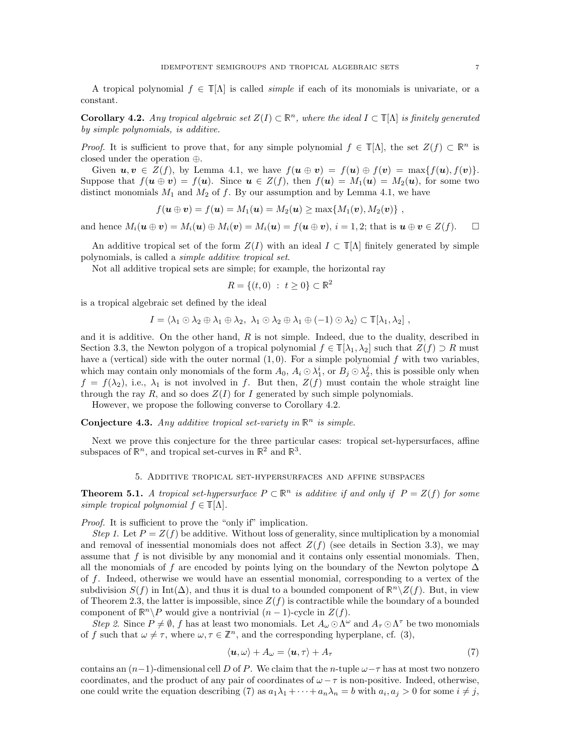A tropical polynomial $f \in \mathbb{T}[\Lambda]$ is called *simple* if each of its monomials is univariate, or a constant.

**Corollary 4.2.** *Any tropical algebraic set $Z(I) \subset \mathbb{R}^n$, where the ideal $I \subset \mathbb{T}[\Lambda]$ is finitely generated by simple polynomials, is additive.*

*Proof.* It is sufficient to prove that, for any simple polynomial $f \in \mathbb{T}[\Lambda]$, the set $Z(f) \subset \mathbb{R}^n$ is closed under the operation $\oplus$.

Given $\boldsymbol{u}, \boldsymbol{v} \in Z(f)$, by Lemma 4.1, we have $f(\boldsymbol{u} \oplus \boldsymbol{v}) = f(\boldsymbol{u}) \oplus f(\boldsymbol{v}) = \max\{f(\boldsymbol{u}), f(\boldsymbol{v})\}$. Suppose that $f(\boldsymbol{u} \oplus \boldsymbol{v}) = f(\boldsymbol{u})$. Since $\boldsymbol{u} \in Z(f)$, then $f(\boldsymbol{u}) = M_1(\boldsymbol{u}) = M_2(\boldsymbol{u})$, for some two distinct monomials $M_1$ and $M_2$ of $f$. By our assumption and by Lemma 4.1, we have

$$f(\boldsymbol{u} \oplus \boldsymbol{v}) = f(\boldsymbol{u}) = M_1(\boldsymbol{u}) = M_2(\boldsymbol{u}) \geq \max\{M_1(\boldsymbol{v}), M_2(\boldsymbol{v})\} \ ,$$

and hence $M_i(\boldsymbol{u} \oplus \boldsymbol{v}) = M_i(\boldsymbol{u}) \oplus M_i(\boldsymbol{v}) = M_i(\boldsymbol{u}) = f(\boldsymbol{u} \oplus \boldsymbol{v})$, $i = 1, 2$; that is $\boldsymbol{u} \oplus \boldsymbol{v} \in Z(f)$. $\square$

An additive tropical set of the form $Z(I)$ with an ideal $I \subset \mathbb{T}[\Lambda]$ finitely generated by simple polynomials, is called a *simple additive tropical set*.

Not all additive tropical sets are simple; for example, the horizontal ray

$$R = \{(t, 0) \ : \ t \geq 0\} \subset \mathbb{R}^2$$

is a tropical algebraic set defined by the ideal

$$I = \langle \lambda_1 \odot \lambda_2 \oplus \lambda_1 \oplus \lambda_2, \ \lambda_1 \odot \lambda_2 \oplus \lambda_1 \oplus (-1) \odot \lambda_2 \rangle \subset \mathbb{T}[\lambda_1, \lambda_2] \ ,$$

and it is additive. On the other hand, $R$ is not simple. Indeed, due to the duality, described in Section 3.3, the Newton polygon of a tropical polynomial $f \in \mathbb{T}[\lambda_1, \lambda_2]$ such that $Z(f) \supset R$ must have a (vertical) side with the outer normal $(1, 0)$. For a simple polynomial $f$ with two variables, which may contain only monomials of the form $A_0$, $A_i \odot \lambda_1^i$, or $B_j \odot \lambda_2^j$, this is possible only when $f = f(\lambda_2)$, i.e., $\lambda_1$ is not involved in $f$. But then, $Z(f)$ must contain the whole straight line through the ray $R$, and so does $Z(I)$ for $I$ generated by such simple polynomials.

However, we propose the following converse to Corollary 4.2.

**Conjecture 4.3.** *Any additive tropical set-variety in $\mathbb{R}^n$ is simple.*

Next we prove this conjecture for the three particular cases: tropical set-hypersurfaces, affine subspaces of $\mathbb{R}^n$, and tropical set-curves in $\mathbb{R}^2$ and $\mathbb{R}^3$.

## 5. Additive tropical set-hypersurfaces and affine subspaces

**Theorem 5.1.** *A tropical set-hypersurface $P \subset \mathbb{R}^n$ is additive if and only if $P = Z(f)$ for some simple tropical polynomial $f \in \mathbb{T}[\Lambda]$.*

*Proof.* It is sufficient to prove the "only if" implication.

*Step 1.* Let $P = Z(f)$ be additive. Without loss of generality, since multiplication by a monomial and removal of inessential monomials does not affect $Z(f)$ (see details in Section 3.3), we may assume that $f$ is not divisible by any monomial and it contains only essential monomials. Then, all the monomials of $f$ are encoded by points lying on the boundary of the Newton polytope $\Delta$ of $f$. Indeed, otherwise we would have an essential monomial, corresponding to a vertex of the subdivision $S(f)$ in $\mathrm{Int}(\Delta)$, and thus it is dual to a bounded component of $\mathbb{R}^n \setminus Z(f)$. But, in view of Theorem 2.3, the latter is impossible, since $Z(f)$ is contractible while the boundary of a bounded component of $\mathbb{R}^n \setminus P$ would give a nontrivial $(n-1)$-cycle in $Z(f)$.

*Step 2.* Since $P \neq \emptyset$, $f$ has at least two monomials. Let $A_\omega \odot \Lambda^\omega$ and $A_\tau \odot \Lambda^\tau$ be two monomials of $f$ such that $\omega \neq \tau$, where $\omega, \tau \in \mathbb{Z}^n$, and the corresponding hyperplane, cf. (3),

$$\langle \boldsymbol{u}, \omega \rangle + A_\omega = \langle \boldsymbol{u}, \tau \rangle + A_\tau \tag{7}$$

contains an $(n-1)$-dimensional cell $D$ of $P$. We claim that the $n$-tuple $\omega - \tau$ has at most two nonzero coordinates, and the product of any pair of coordinates of $\omega - \tau$ is non-positive. Indeed, otherwise, one could write the equation describing (7) as $a_1\lambda_1 + \cdots + a_n\lambda_n = b$ with $a_i, a_j > 0$ for some $i \neq j$,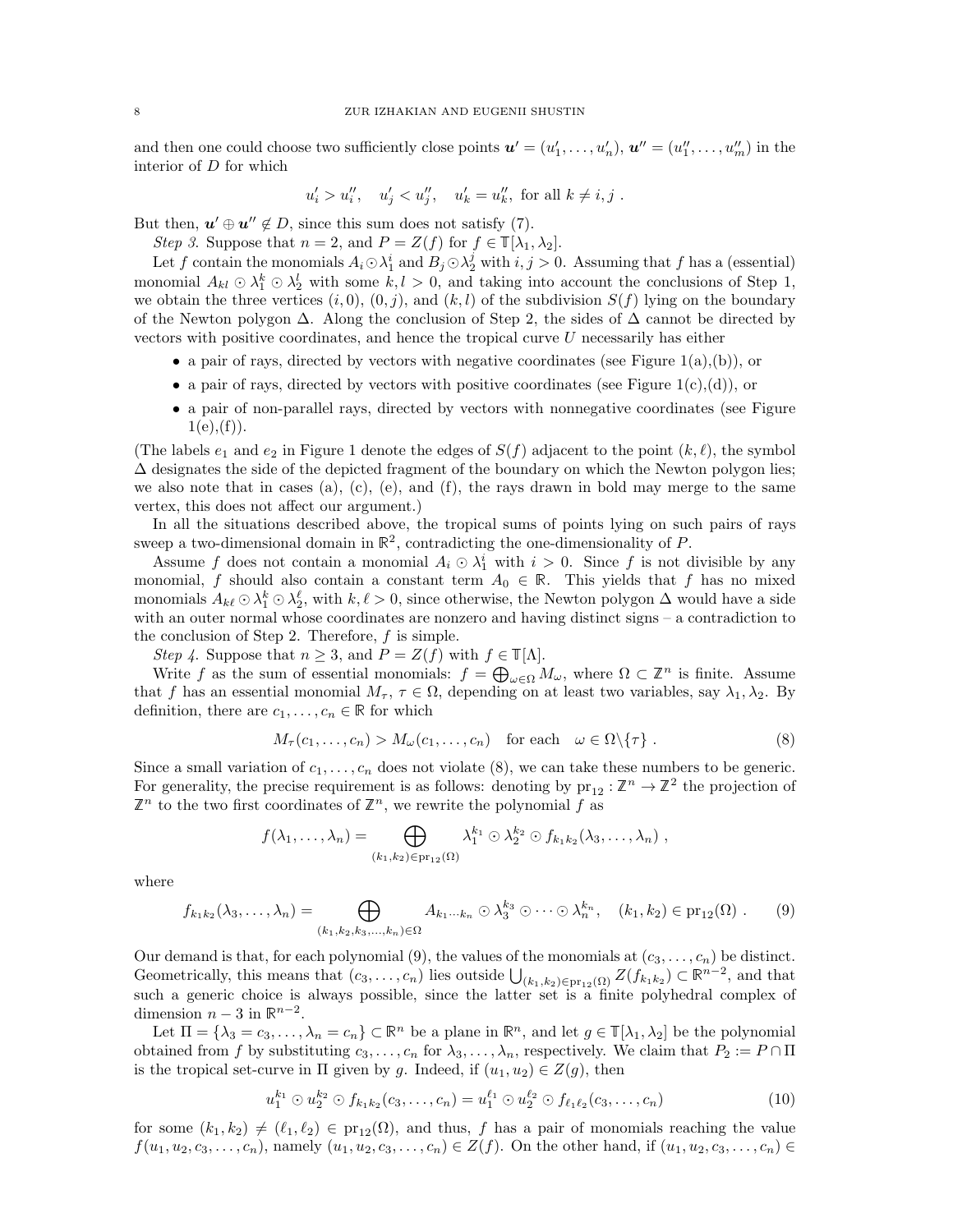and then one could choose two sufficiently close points $\boldsymbol{u}' = (u_1', \dots, u_n')$, $\boldsymbol{u}'' = (u_1'', \dots, u_m'')$ in the interior of $D$ for which

$$u_i' > u_i'', \quad u_j' < u_j'', \quad u_k' = u_k'', \text{ for all } k \neq i, j \ .$$

But then, $\boldsymbol{u}' \oplus \boldsymbol{u}'' \notin D$, since this sum does not satisfy (7).

*Step 3.* Suppose that $n = 2$, and $P = Z(f)$ for $f \in \mathbb{T}[\lambda_1, \lambda_2]$.

Let $f$ contain the monomials $A_i \odot \lambda_1^i$ and $B_j \odot \lambda_2^j$ with $i, j > 0$. Assuming that $f$ has a (essential) monomial $A_{kl} \odot \lambda_1^k \odot \lambda_2^l$ with some $k, l > 0$, and taking into account the conclusions of Step 1, we obtain the three vertices $(i, 0)$, $(0, j)$, and $(k, l)$ of the subdivision $S(f)$ lying on the boundary of the Newton polygon $\Delta$. Along the conclusion of Step 2, the sides of $\Delta$ cannot be directed by vectors with positive coordinates, and hence the tropical curve $U$ necessarily has either

- a pair of rays, directed by vectors with negative coordinates (see Figure 1(a),(b)), or
- a pair of rays, directed by vectors with positive coordinates (see Figure 1(c),(d)), or
- a pair of non-parallel rays, directed by vectors with nonnegative coordinates (see Figure 1(e),(f)).

(The labels $e_1$ and $e_2$ in Figure 1 denote the edges of $S(f)$ adjacent to the point $(k, \ell)$, the symbol $\Delta$ designates the side of the depicted fragment of the boundary on which the Newton polygon lies; we also note that in cases (a), (c), (e), and (f), the rays drawn in bold may merge to the same vertex, this does not affect our argument.)

In all the situations described above, the tropical sums of points lying on such pairs of rays sweep a two-dimensional domain in $\mathbb{R}^2$, contradicting the one-dimensionality of $P$.

Assume $f$ does not contain a monomial $A_i \odot \lambda_1^i$ with $i > 0$. Since $f$ is not divisible by any monomial, $f$ should also contain a constant term $A_0 \in \mathbb{R}$. This yields that $f$ has no mixed monomials $A_{k\ell} \odot \lambda_1^k \odot \lambda_2^\ell$, with $k, \ell > 0$, since otherwise, the Newton polygon $\Delta$ would have a side with an outer normal whose coordinates are nonzero and having distinct signs – a contradiction to the conclusion of Step 2. Therefore, $f$ is simple.

*Step 4.* Suppose that $n \geq 3$, and $P = Z(f)$ with $f \in \mathbb{T}[\Lambda]$.

Write $f$ as the sum of essential monomials: $f = \bigoplus_{\omega \in \Omega} M_\omega$, where $\Omega \subset \mathbb{Z}^n$ is finite. Assume that $f$ has an essential monomial $M_\tau$, $\tau \in \Omega$, depending on at least two variables, say $\lambda_1, \lambda_2$. By definition, there are $c_1, \dots, c_n \in \mathbb{R}$ for which

$$M_\tau(c_1, \dots, c_n) > M_\omega(c_1, \dots, c_n) \quad \text{for each} \quad \omega \in \Omega \backslash \{\tau\} \ . \tag{8}$$

Since a small variation of $c_1, \dots, c_n$ does not violate (8), we can take these numbers to be generic. For generality, the precise requirement is as follows: denoting by $\mathrm{pr}_{12} : \mathbb{Z}^n \to \mathbb{Z}^2$ the projection of $\mathbb{Z}^n$ to the two first coordinates of $\mathbb{Z}^n$, we rewrite the polynomial $f$ as

$$f(\lambda_1, \dots, \lambda_n) = \bigoplus_{(k_1, k_2) \in \mathrm{pr}_{12}(\Omega)} \lambda_1^{k_1} \odot \lambda_2^{k_2} \odot f_{k_1 k_2}(\lambda_3, \dots, \lambda_n) \ ,$$

where

$$f_{k_1 k_2}(\lambda_3, \dots, \lambda_n) = \bigoplus_{(k_1, k_2, k_3, \dots, k_n) \in \Omega} A_{k_1 \cdots k_n} \odot \lambda_3^{k_3} \odot \cdots \odot \lambda_n^{k_n}, \quad (k_1, k_2) \in \mathrm{pr}_{12}(\Omega) \ . \tag{9}$$

Our demand is that, for each polynomial (9), the values of the monomials at $(c_3, \dots, c_n)$ be distinct. Geometrically, this means that $(c_3, \dots, c_n)$ lies outside $\bigcup_{(k_1, k_2) \in \mathrm{pr}_{12}(\Omega)} Z(f_{k_1 k_2}) \subset \mathbb{R}^{n-2}$, and that such a generic choice is always possible, since the latter set is a finite polyhedral complex of dimension $n - 3$ in $\mathbb{R}^{n-2}$.

Let $\Pi = \{\lambda_3 = c_3, \dots, \lambda_n = c_n\} \subset \mathbb{R}^n$ be a plane in $\mathbb{R}^n$, and let $g \in \mathbb{T}[\lambda_1, \lambda_2]$ be the polynomial obtained from $f$ by substituting $c_3, \dots, c_n$ for $\lambda_3, \dots, \lambda_n$, respectively. We claim that $P_2 := P \cap \Pi$ is the tropical set-curve in $\Pi$ given by $g$. Indeed, if $(u_1, u_2) \in Z(g)$, then

$$u_1^{k_1} \odot u_2^{k_2} \odot f_{k_1 k_2}(c_3, \dots, c_n) = u_1^{\ell_1} \odot u_2^{\ell_2} \odot f_{\ell_1 \ell_2}(c_3, \dots, c_n) \tag{10}$$

for some $(k_1, k_2) \neq (\ell_1, \ell_2) \in \mathrm{pr}_{12}(\Omega)$, and thus, $f$ has a pair of monomials reaching the value $f(u_1, u_2, c_3, \dots, c_n)$, namely $(u_1, u_2, c_3, \dots, c_n) \in Z(f)$. On the other hand, if $(u_1, u_2, c_3, \dots, c_n) \in$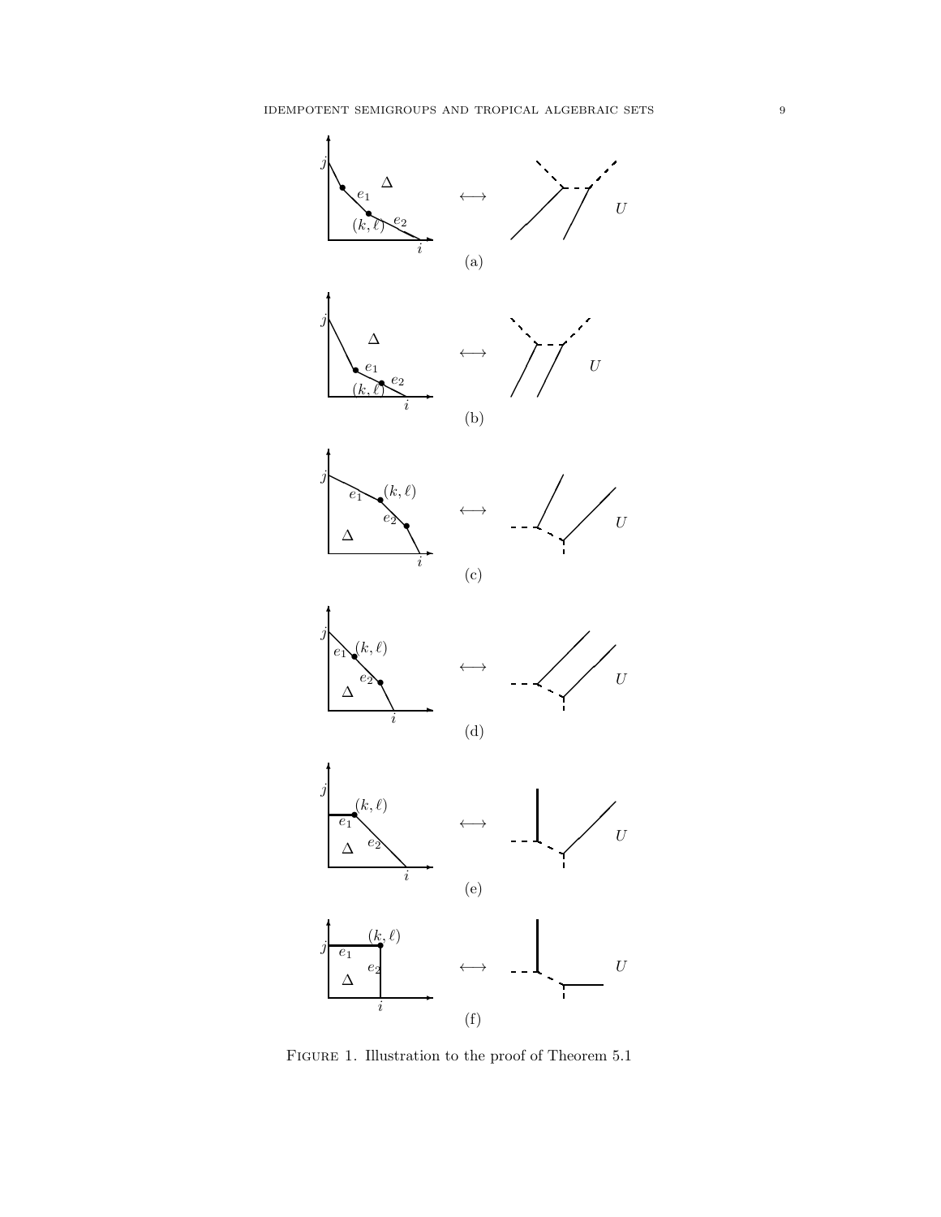FIGURE 1. Illustration to the proof of Theorem 5.1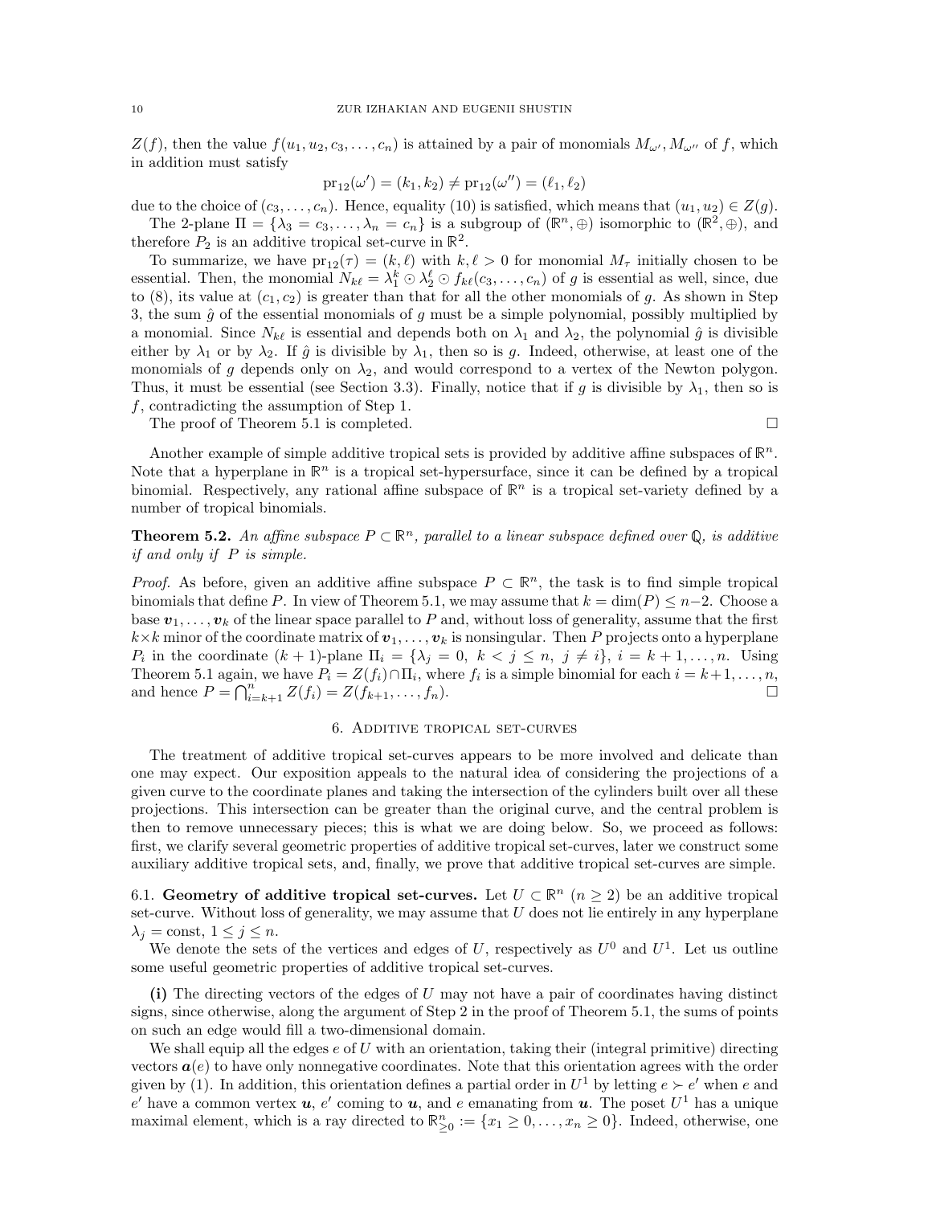$Z(f)$, then the value $f(u_1, u_2, c_3, \dots, c_n)$ is attained by a pair of monomials $M_{\omega'}, M_{\omega''}$ of $f$, which in addition must satisfy

$$\mathrm{pr}_{12}(\omega') = (k_1, k_2) \neq \mathrm{pr}_{12}(\omega'') = (\ell_1, \ell_2)$$

due to the choice of $(c_3, \dots, c_n)$. Hence, equality (10) is satisfied, which means that $(u_1, u_2) \in Z(g)$.

The 2-plane $\Pi = \{\lambda_3 = c_3, \dots, \lambda_n = c_n\}$ is a subgroup of $(\mathbb{R}^n, \oplus)$ isomorphic to $(\mathbb{R}^2, \oplus)$, and therefore $P_2$ is an additive tropical set-curve in $\mathbb{R}^2$.

To summarize, we have $\mathrm{pr}_{12}(\tau) = (k, \ell)$ with $k, \ell > 0$ for monomial $M_\tau$ initially chosen to be essential. Then, the monomial $N_{k\ell} = \lambda_1^k \odot \lambda_2^\ell \odot f_{k\ell}(c_3, \dots, c_n)$ of $g$ is essential as well, since, due to (8), its value at $(c_1, c_2)$ is greater than that for all the other monomials of $g$. As shown in Step 3, the sum $\hat{g}$ of the essential monomials of $g$ must be a simple polynomial, possibly multiplied by a monomial. Since $N_{k\ell}$ is essential and depends both on $\lambda_1$ and $\lambda_2$, the polynomial $\hat{g}$ is divisible either by $\lambda_1$ or by $\lambda_2$. If $\hat{g}$ is divisible by $\lambda_1$, then so is $g$. Indeed, otherwise, at least one of the monomials of $g$ depends only on $\lambda_2$, and would correspond to a vertex of the Newton polygon. Thus, it must be essential (see Section 3.3). Finally, notice that if $g$ is divisible by $\lambda_1$, then so is $f$, contradicting the assumption of Step 1.

The proof of Theorem 5.1 is completed. □

Another example of simple additive tropical sets is provided by additive affine subspaces of $\mathbb{R}^n$. Note that a hyperplane in $\mathbb{R}^n$ is a tropical set-hypersurface, since it can be defined by a tropical binomial. Respectively, any rational affine subspace of $\mathbb{R}^n$ is a tropical set-variety defined by a number of tropical binomials.

**Theorem 5.2.** *An affine subspace $P \subset \mathbb{R}^n$, parallel to a linear subspace defined over $\mathbb{Q}$, is additive if and only if $P$ is simple.*

*Proof.* As before, given an additive affine subspace $P \subset \mathbb{R}^n$, the task is to find simple tropical binomials that define $P$. In view of Theorem 5.1, we may assume that $k = \dim(P) \leq n-2$. Choose a base $\boldsymbol{v}_1, \dots, \boldsymbol{v}_k$ of the linear space parallel to $P$ and, without loss of generality, assume that the first $k \times k$ minor of the coordinate matrix of $\boldsymbol{v}_1, \dots, \boldsymbol{v}_k$ is nonsingular. Then $P$ projects onto a hyperplane $P_i$ in the coordinate $(k+1)$-plane $\Pi_i = \{\lambda_j = 0,\ k < j \leq n,\ j \neq i\}$, $i = k+1, \dots, n$. Using Theorem 5.1 again, we have $P_i = Z(f_i) \cap \Pi_i$, where $f_i$ is a simple binomial for each $i = k+1, \dots, n$, and hence $P = \bigcap_{i=k+1}^n Z(f_i) = Z(f_{k+1}, \dots, f_n)$. □

## 6. Additive tropical set-curves

The treatment of additive tropical set-curves appears to be more involved and delicate than one may expect. Our exposition appeals to the natural idea of considering the projections of a given curve to the coordinate planes and taking the intersection of the cylinders built over all these projections. This intersection can be greater than the original curve, and the central problem is then to remove unnecessary pieces; this is what we are doing below. So, we proceed as follows: first, we clarify several geometric properties of additive tropical set-curves, later we construct some auxiliary additive tropical sets, and, finally, we prove that additive tropical set-curves are simple.

### 6.1. Geometry of additive tropical set-curves.

Let $U \subset \mathbb{R}^n$ $(n \geq 2)$ be an additive tropical set-curve. Without loss of generality, we may assume that $U$ does not lie entirely in any hyperplane $\lambda_j = \text{const}$, $1 \leq j \leq n$.

We denote the sets of the vertices and edges of $U$, respectively as $U^0$ and $U^1$. Let us outline some useful geometric properties of additive tropical set-curves.

**(i)** The directing vectors of the edges of $U$ may not have a pair of coordinates having distinct signs, since otherwise, along the argument of Step 2 in the proof of Theorem 5.1, the sums of points on such an edge would fill a two-dimensional domain.

We shall equip all the edges $e$ of $U$ with an orientation, taking their (integral primitive) directing vectors $\boldsymbol{a}(e)$ to have only nonnegative coordinates. Note that this orientation agrees with the order given by (1). In addition, this orientation defines a partial order in $U^1$ by letting $e \succ e'$ when $e$ and $e'$ have a common vertex $\boldsymbol{u}$, $e'$ coming to $\boldsymbol{u}$, and $e$ emanating from $\boldsymbol{u}$. The poset $U^1$ has a unique maximal element, which is a ray directed to $\mathbb{R}^n_{\geq 0} := \{x_1 \geq 0, \dots, x_n \geq 0\}$. Indeed, otherwise, one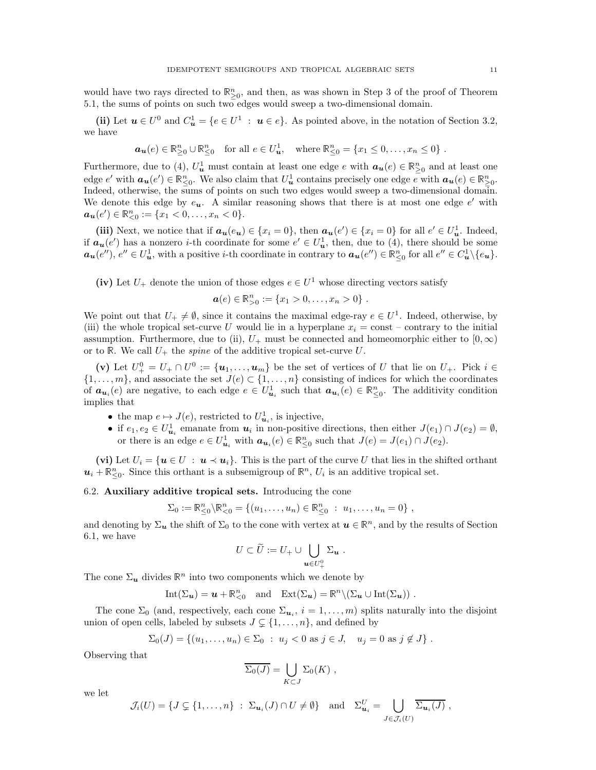would have two rays directed to $\mathbb{R}^n_{\geq 0}$, and then, as was shown in Step 3 of the proof of Theorem 5.1, the sums of points on such two edges would sweep a two-dimensional domain.

**(ii)** Let $\boldsymbol{u} \in U^0$ and $C^1_{\boldsymbol{u}} = \{e \in U^1 \ : \ \boldsymbol{u} \in e\}$. As pointed above, in the notation of Section 3.2, we have

$$\boldsymbol{a}_{\boldsymbol{u}}(e) \in \mathbb{R}^n_{\geq 0} \cup \mathbb{R}^n_{\leq 0} \quad \text{for all } e \in U^1_{\boldsymbol{u}}, \quad \text{where } \mathbb{R}^n_{\leq 0} = \{x_1 \leq 0, \ldots, x_n \leq 0\} \ .$$

Furthermore, due to (4), $U^1_{\boldsymbol{u}}$ must contain at least one edge $e$ with $\boldsymbol{a}_{\boldsymbol{u}}(e) \in \mathbb{R}^n_{\geq 0}$ and at least one edge $e'$ with $\boldsymbol{a}_{\boldsymbol{u}}(e') \in \mathbb{R}^n_{\leq 0}$. We also claim that $U^1_{\boldsymbol{u}}$ contains precisely one edge $e$ with $\boldsymbol{a}_{\boldsymbol{u}}(e) \in \mathbb{R}^n_{\geq 0}$. Indeed, otherwise, the sums of points on such two edges would sweep a two-dimensional domain. We denote this edge by $e_{\boldsymbol{u}}$. A similar reasoning shows that there is at most one edge $e'$ with $\boldsymbol{a}_{\boldsymbol{u}}(e') \in \mathbb{R}^n_{<0} := \{x_1 < 0, \ldots, x_n < 0\}$.

**(iii)** Next, we notice that if $\boldsymbol{a}_{\boldsymbol{u}}(e_{\boldsymbol{u}}) \in \{x_i = 0\}$, then $\boldsymbol{a}_{\boldsymbol{u}}(e') \in \{x_i = 0\}$ for all $e' \in U^1_{\boldsymbol{u}}$. Indeed, if $\boldsymbol{a}_{\boldsymbol{u}}(e')$ has a nonzero $i$-th coordinate for some $e' \in U^1_{\boldsymbol{u}}$, then, due to (4), there should be some $\boldsymbol{a}_{\boldsymbol{u}}(e'')$, $e'' \in U^1_{\boldsymbol{u}}$, with a positive $i$-th coordinate in contrary to $\boldsymbol{a}_{\boldsymbol{u}}(e'') \in \mathbb{R}^n_{\leq 0}$ for all $e'' \in C^1_{\boldsymbol{u}} \backslash \{e_{\boldsymbol{u}}\}$.

**(iv)** Let $U_+$ denote the union of those edges $e \in U^1$ whose directing vectors satisfy

$$\boldsymbol{a}(e) \in \mathbb{R}^n_{>0} := \{x_1 > 0, \ldots, x_n > 0\} \ .$$

We point out that $U_+ \neq \emptyset$, since it contains the maximal edge-ray $e \in U^1$. Indeed, otherwise, by (iii) the whole tropical set-curve $U$ would lie in a hyperplane $x_i = \text{const}$ – contrary to the initial assumption. Furthermore, due to (ii), $U_+$ must be connected and homeomorphic either to $[0, \infty)$ or to $\mathbb{R}$. We call $U_+$ the *spine* of the additive tropical set-curve $U$.

**(v)** Let $U^0_+ = U_+ \cap U^0 := \{\boldsymbol{u}_1, \ldots, \boldsymbol{u}_m\}$ be the set of vertices of $U$ that lie on $U_+$. Pick $i \in \{1, \ldots, m\}$, and associate the set $J(e) \subset \{1, \ldots, n\}$ consisting of indices for which the coordinates of $\boldsymbol{a}_{\boldsymbol{u}_i}(e)$ are negative, to each edge $e \in U^1_{\boldsymbol{u}_i}$ such that $\boldsymbol{a}_{\boldsymbol{u}_i}(e) \in \mathbb{R}^n_{\leq 0}$. The additivity condition implies that

- the map $e \mapsto J(e)$, restricted to $U^1_{\boldsymbol{u}_i}$, is injective,
- if $e_1, e_2 \in U^1_{\boldsymbol{u}_i}$ emanate from $\boldsymbol{u}_i$ in non-positive directions, then either $J(e_1) \cap J(e_2) = \emptyset$, or there is an edge $e \in U^1_{\boldsymbol{u}_i}$ with $\boldsymbol{a}_{\boldsymbol{u}_i}(e) \in \mathbb{R}^n_{\leq 0}$ such that $J(e) = J(e_1) \cap J(e_2)$.

**(vi)** Let $U_i = \{\boldsymbol{u} \in U \ : \ \boldsymbol{u} \prec \boldsymbol{u}_i\}$. This is the part of the curve $U$ that lies in the shifted orthant $\boldsymbol{u}_i + \mathbb{R}^n_{\leq 0}$. Since this orthant is a subsemigroup of $\mathbb{R}^n$, $U_i$ is an additive tropical set.

## 6.2. Auxiliary additive tropical sets.

Introducing the cone

$$\Sigma_0 := \mathbb{R}^n_{\leq 0} \backslash \mathbb{R}^n_{<0} = \{(u_1, \ldots, u_n) \in \mathbb{R}^n_{\leq 0} \ : \ u_1, \ldots, u_n = 0\} \ ,$$

and denoting by $\Sigma_{\boldsymbol{u}}$ the shift of $\Sigma_0$ to the cone with vertex at $\boldsymbol{u} \in \mathbb{R}^n$, and by the results of Section 6.1, we have

$$U \subset \widetilde{U} := U_+ \cup \bigcup_{\boldsymbol{u} \in U^0_+} \Sigma_{\boldsymbol{u}} \ .$$

The cone $\Sigma_{\boldsymbol{u}}$ divides $\mathbb{R}^n$ into two components which we denote by

$$\mathrm{Int}(\Sigma_{\boldsymbol{u}}) = \boldsymbol{u} + \mathbb{R}^n_{<0} \quad \text{and} \quad \mathrm{Ext}(\Sigma_{\boldsymbol{u}}) = \mathbb{R}^n \backslash (\Sigma_{\boldsymbol{u}} \cup \mathrm{Int}(\Sigma_{\boldsymbol{u}})) \ .$$

The cone $\Sigma_0$ (and, respectively, each cone $\Sigma_{\boldsymbol{u}_i}$, $i = 1, \ldots, m$) splits naturally into the disjoint union of open cells, labeled by subsets $J \subsetneq \{1, \ldots, n\}$, and defined by

$$\Sigma_0(J) = \{(u_1, \ldots, u_n) \in \Sigma_0 \ : \ u_j < 0 \text{ as } j \in J, \quad u_j = 0 \text{ as } j \notin J\} \ .$$

Observing that

$$\overline{\Sigma_0(J)} = \bigcup_{K \subset J} \Sigma_0(K) \ ,$$

we let

$$\mathcal{J}_i(U) = \{J \subsetneq \{1, \ldots, n\} \ : \ \Sigma_{\boldsymbol{u}_i}(J) \cap U \neq \emptyset\} \quad \text{and} \quad \Sigma^U_{\boldsymbol{u}_i} = \bigcup_{J \in \mathcal{J}_i(U)} \overline{\Sigma_{\boldsymbol{u}_i}(J)} \ ,$$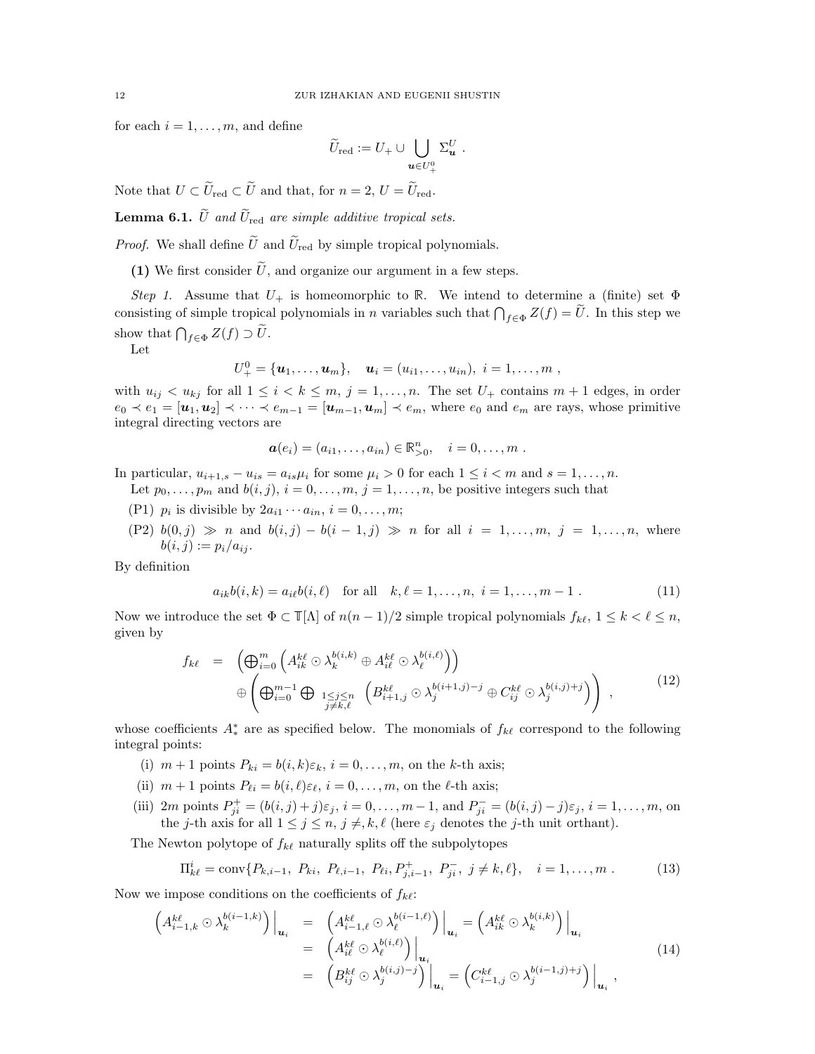for each $i = 1, \dots, m$, and define

$$\widetilde{U}_{\mathrm{red}} := U_+ \cup \bigcup_{\boldsymbol{u} \in U_+^0} \Sigma_{\boldsymbol{u}}^U \ .$$

Note that $U \subset \widetilde{U}_{\mathrm{red}} \subset \widetilde{U}$ and that, for $n = 2$, $U = \widetilde{U}_{\mathrm{red}}$.

**Lemma 6.1.** *$\widetilde{U}$ and $\widetilde{U}_{\mathrm{red}}$ are simple additive tropical sets.*

*Proof.* We shall define $\widetilde{U}$ and $\widetilde{U}_{\mathrm{red}}$ by simple tropical polynomials.

**(1)** We first consider $\widetilde{U}$, and organize our argument in a few steps.

*Step 1.* Assume that $U_+$ is homeomorphic to $\mathbb{R}$. We intend to determine a (finite) set $\Phi$ consisting of simple tropical polynomials in $n$ variables such that $\bigcap_{f \in \Phi} Z(f) = \widetilde{U}$. In this step we show that $\bigcap_{f \in \Phi} Z(f) \supset \widetilde{U}$.

Let

$$U_+^0 = \{\boldsymbol{u}_1, \dots, \boldsymbol{u}_m\}, \quad \boldsymbol{u}_i = (u_{i1}, \dots, u_{in}), \ i = 1, \dots, m \ ,$$

with $u_{ij} < u_{kj}$ for all $1 \le i < k \le m$, $j = 1, \dots, n$. The set $U_+$ contains $m+1$ edges, in order $e_0 \prec e_1 = [\boldsymbol{u}_1, \boldsymbol{u}_2] \prec \cdots \prec e_{m-1} = [\boldsymbol{u}_{m-1}, \boldsymbol{u}_m] \prec e_m$, where $e_0$ and $e_m$ are rays, whose primitive integral directing vectors are

$$\boldsymbol{a}(e_i) = (a_{i1}, \dots, a_{in}) \in \mathbb{R}^n_{>0}, \quad i = 0, \dots, m \ .$$

In particular, $u_{i+1,s} - u_{is} = a_{is}\mu_i$ for some $\mu_i > 0$ for each $1 \le i < m$ and $s = 1, \dots, n$.

Let $p_0, \dots, p_m$ and $b(i,j)$, $i = 0, \dots, m$, $j = 1, \dots, n$, be positive integers such that

- (P1) $p_i$ is divisible by $2a_{i1} \cdots a_{in}$, $i = 0, \dots, m$;
- (P2) $b(0,j) \gg n$ and $b(i,j) - b(i-1,j) \gg n$ for all $i = 1, \dots, m$, $j = 1, \dots, n$, where $b(i,j) := p_i / a_{ij}$.

By definition

$$a_{ik} b(i,k) = a_{i\ell} b(i,\ell) \quad \text{for all} \quad k, \ell = 1, \dots, n, \ i = 1, \dots, m-1 \ . \tag{11}$$

Now we introduce the set $\Phi \subset \mathbb{T}[\Lambda]$ of $n(n-1)/2$ simple tropical polynomials $f_{k\ell}$, $1 \le k < \ell \le n$, given by

$$\begin{aligned} f_{k\ell} \ &= \ \left( \bigoplus_{i=0}^m \left( A_{ik}^{k\ell} \odot \lambda_k^{b(i,k)} \oplus A_{i\ell}^{k\ell} \odot \lambda_\ell^{b(i,\ell)} \right) \right) \\ &\quad \oplus \left( \bigoplus_{i=0}^{m-1} \bigoplus_{\substack{1 \le j \le n \\ j \ne k, \ell}} \left( B_{i+1,j}^{k\ell} \odot \lambda_j^{b(i+1,j)-j} \oplus C_{ij}^{k\ell} \odot \lambda_j^{b(i,j)+j} \right) \right) \ , \end{aligned} \tag{12}$$

whose coefficients $A_*^*$ are as specified below. The monomials of $f_{k\ell}$ correspond to the following integral points:

- (i) $m+1$ points $P_{ki} = b(i,k)\varepsilon_k$, $i = 0, \dots, m$, on the $k$-th axis;
- (ii) $m+1$ points $P_{\ell i} = b(i,\ell)\varepsilon_\ell$, $i = 0, \dots, m$, on the $\ell$-th axis;
- (iii) $2m$ points $P_{ji}^+ = (b(i,j)+j)\varepsilon_j$, $i = 0, \dots, m-1$, and $P_{ji}^- = (b(i,j)-j)\varepsilon_j$, $i = 1, \dots, m$, on the $j$-th axis for all $1 \le j \le n$, $j \ne, k, \ell$ (here $\varepsilon_j$ denotes the $j$-th unit orthant).

The Newton polytope of $f_{k\ell}$ naturally splits off the subpolytopes

$$\Pi_{k\ell}^i = \operatorname{conv}\{P_{k,i-1}, \ P_{ki}, \ P_{\ell,i-1}, \ P_{\ell i}, P_{j,i-1}^+, \ P_{ji}^-, \ j \ne k, \ell\}, \quad i = 1, \dots, m \ . \tag{13}$$

Now we impose conditions on the coefficients of $f_{k\ell}$:

$$\begin{aligned} \left( A_{i-1,k}^{k\ell} \odot \lambda_k^{b(i-1,k)} \right) \Big|_{\boldsymbol{u}_i} \ &= \ \left( A_{i-1,\ell}^{k\ell} \odot \lambda_\ell^{b(i-1,\ell)} \right) \Big|_{\boldsymbol{u}_i} = \left( A_{ik}^{k\ell} \odot \lambda_k^{b(i,k)} \right) \Big|_{\boldsymbol{u}_i} \\ &= \ \left( A_{i\ell}^{k\ell} \odot \lambda_\ell^{b(i,\ell)} \right) \Big|_{\boldsymbol{u}_i} \\ &= \ \left( B_{ij}^{k\ell} \odot \lambda_j^{b(i,j)-j} \right) \Big|_{\boldsymbol{u}_i} = \left( C_{i-1,j}^{k\ell} \odot \lambda_j^{b(i-1,j)+j} \right) \Big|_{\boldsymbol{u}_i} \ , \end{aligned} \tag{14}$$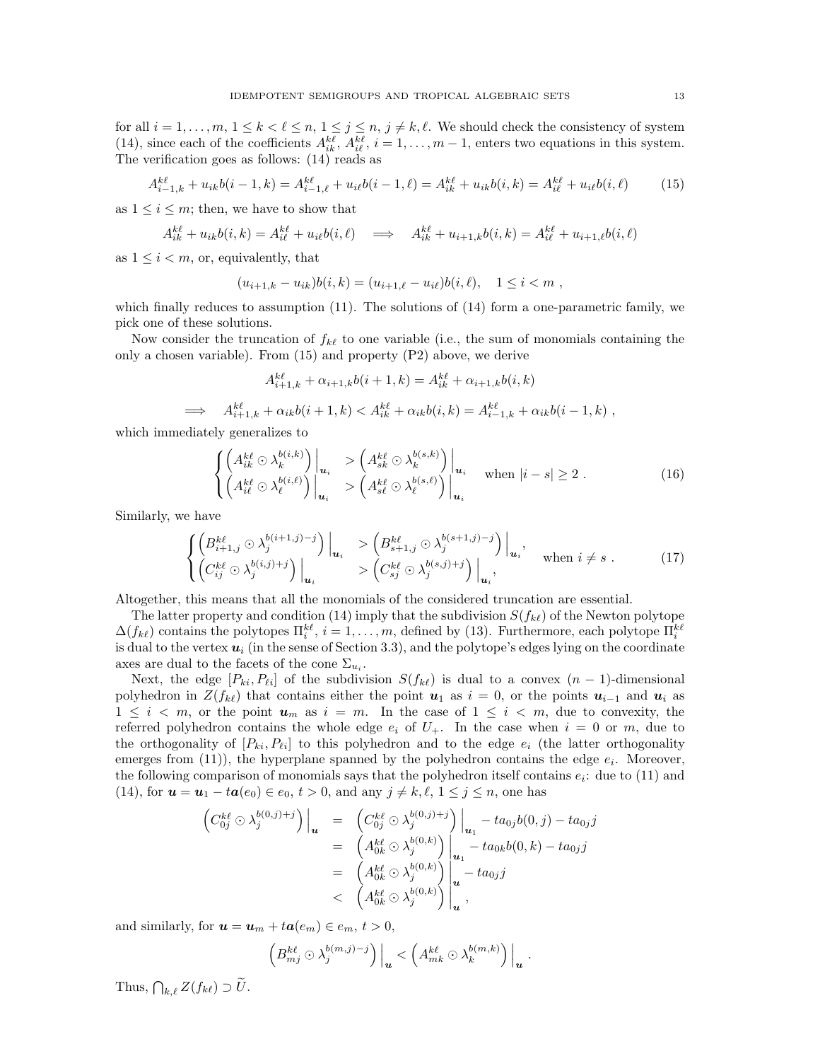for all $i = 1, \ldots, m$, $1 \le k < \ell \le n$, $1 \le j \le n$, $j \ne k, \ell$. We should check the consistency of system (14), since each of the coefficients $A^{k\ell}_{ik}$, $A^{k\ell}_{i\ell}$, $i = 1, \ldots, m-1$, enters two equations in this system. The verification goes as follows: (14) reads as

$$A^{k\ell}_{i-1,k} + u_{ik}b(i-1,k) = A^{k\ell}_{i-1,\ell} + u_{i\ell}b(i-1,\ell) = A^{k\ell}_{ik} + u_{ik}b(i,k) = A^{k\ell}_{i\ell} + u_{i\ell}b(i,\ell) \tag{15}$$

as $1 \le i \le m$; then, we have to show that

$$A^{k\ell}_{ik} + u_{ik}b(i,k) = A^{k\ell}_{i\ell} + u_{i\ell}b(i,\ell) \quad \Longrightarrow \quad A^{k\ell}_{ik} + u_{i+1,k}b(i,k) = A^{k\ell}_{i\ell} + u_{i+1,\ell}b(i,\ell)$$

as $1 \le i < m$, or, equivalently, that

$$(u_{i+1,k} - u_{ik})b(i,k) = (u_{i+1,\ell} - u_{i\ell})b(i,\ell), \quad 1 \le i < m \ ,$$

which finally reduces to assumption (11). The solutions of (14) form a one-parametric family, we pick one of these solutions.

Now consider the truncation of $f_{k\ell}$ to one variable (i.e., the sum of monomials containing the only a chosen variable). From (15) and property (P2) above, we derive

$$A^{k\ell}_{i+1,k} + \alpha_{i+1,k}b(i+1,k) = A^{k\ell}_{ik} + \alpha_{i+1,k}b(i,k)$$

$$\Longrightarrow \quad A^{k\ell}_{i+1,k} + \alpha_{ik}b(i+1,k) < A^{k\ell}_{ik} + \alpha_{ik}b(i,k) = A^{k\ell}_{i-1,k} + \alpha_{ik}b(i-1,k) \ ,$$

which immediately generalizes to

$$\begin{cases} \left(A^{k\ell}_{ik} \odot \lambda_k^{b(i,k)}\right)\Big|_{\boldsymbol{u}_i} & > \left(A^{k\ell}_{sk} \odot \lambda_k^{b(s,k)}\right)\Big|_{\boldsymbol{u}_i} \\ \left(A^{k\ell}_{i\ell} \odot \lambda_\ell^{b(i,\ell)}\right)\Big|_{\boldsymbol{u}_i} & > \left(A^{k\ell}_{s\ell} \odot \lambda_\ell^{b(s,\ell)}\right)\Big|_{\boldsymbol{u}_i} \end{cases} \quad \text{when } |i-s| \ge 2 \ . \tag{16}$$

Similarly, we have

$$\begin{cases} \left(B^{k\ell}_{i+1,j} \odot \lambda_j^{b(i+1,j)-j}\right)\Big|_{\boldsymbol{u}_i} & > \left(B^{k\ell}_{s+1,j} \odot \lambda_j^{b(s+1,j)-j}\right)\Big|_{\boldsymbol{u}_i}, \\ \left(C^{k\ell}_{ij} \odot \lambda_j^{b(i,j)+j}\right)\Big|_{\boldsymbol{u}_i} & > \left(C^{k\ell}_{sj} \odot \lambda_j^{b(s,j)+j}\right)\Big|_{\boldsymbol{u}_i}, \end{cases} \quad \text{when } i \ne s \ . \tag{17}$$

Altogether, this means that all the monomials of the considered truncation are essential.

The latter property and condition (14) imply that the subdivision $S(f_{k\ell})$ of the Newton polytope $\Delta(f_{k\ell})$ contains the polytopes $\Pi^{k\ell}_i$, $i = 1, \ldots, m$, defined by (13). Furthermore, each polytope $\Pi^{k\ell}_i$ is dual to the vertex $\boldsymbol{u}_i$ (in the sense of Section 3.3), and the polytope's edges lying on the coordinate axes are dual to the facets of the cone $\Sigma_{u_i}$.

Next, the edge $[P_{ki}, P_{\ell i}]$ of the subdivision $S(f_{k\ell})$ is dual to a convex $(n-1)$-dimensional polyhedron in $Z(f_{k\ell})$ that contains either the point $\boldsymbol{u}_1$ as $i = 0$, or the points $\boldsymbol{u}_{i-1}$ and $\boldsymbol{u}_i$ as $1 \le i < m$, or the point $\boldsymbol{u}_m$ as $i = m$. In the case of $1 \le i < m$, due to convexity, the referred polyhedron contains the whole edge $e_i$ of $U_+$. In the case when $i = 0$ or $m$, due to the orthogonality of $[P_{ki}, P_{\ell i}]$ to this polyhedron and to the edge $e_i$ (the latter orthogonality emerges from (11)), the hyperplane spanned by the polyhedron contains the edge $e_i$. Moreover, the following comparison of monomials says that the polyhedron itself contains $e_i$: due to (11) and (14), for $\boldsymbol{u} = \boldsymbol{u}_1 - t\boldsymbol{a}(e_0) \in e_0$, $t > 0$, and any $j \ne k, \ell$, $1 \le j \le n$, one has

$$\begin{aligned} \left(C^{k\ell}_{0j} \odot \lambda_j^{b(0,j)+j}\right)\Big|_{\boldsymbol{u}} &= \left(C^{k\ell}_{0j} \odot \lambda_j^{b(0,j)+j}\right)\Big|_{\boldsymbol{u}_1} - ta_{0j}b(0,j) - ta_{0j}j \\ &= \left(A^{k\ell}_{0k} \odot \lambda_j^{b(0,k)}\right)\Big|_{\boldsymbol{u}_1} - ta_{0k}b(0,k) - ta_{0j}j \\ &= \left(A^{k\ell}_{0k} \odot \lambda_j^{b(0,k)}\right)\Big|_{\boldsymbol{u}} - ta_{0j}j \\ &< \left(A^{k\ell}_{0k} \odot \lambda_j^{b(0,k)}\right)\Big|_{\boldsymbol{u}}, \end{aligned}$$

and similarly, for $\boldsymbol{u} = \boldsymbol{u}_m + t\boldsymbol{a}(e_m) \in e_m$, $t > 0$,

$$\left(B^{k\ell}_{mj} \odot \lambda_j^{b(m,j)-j}\right)\Big|_{\boldsymbol{u}} < \left(A^{k\ell}_{mk} \odot \lambda_k^{b(m,k)}\right)\Big|_{\boldsymbol{u}} \ .$$

Thus, $\bigcap_{k,\ell} Z(f_{k\ell}) \supset \widetilde{U}$.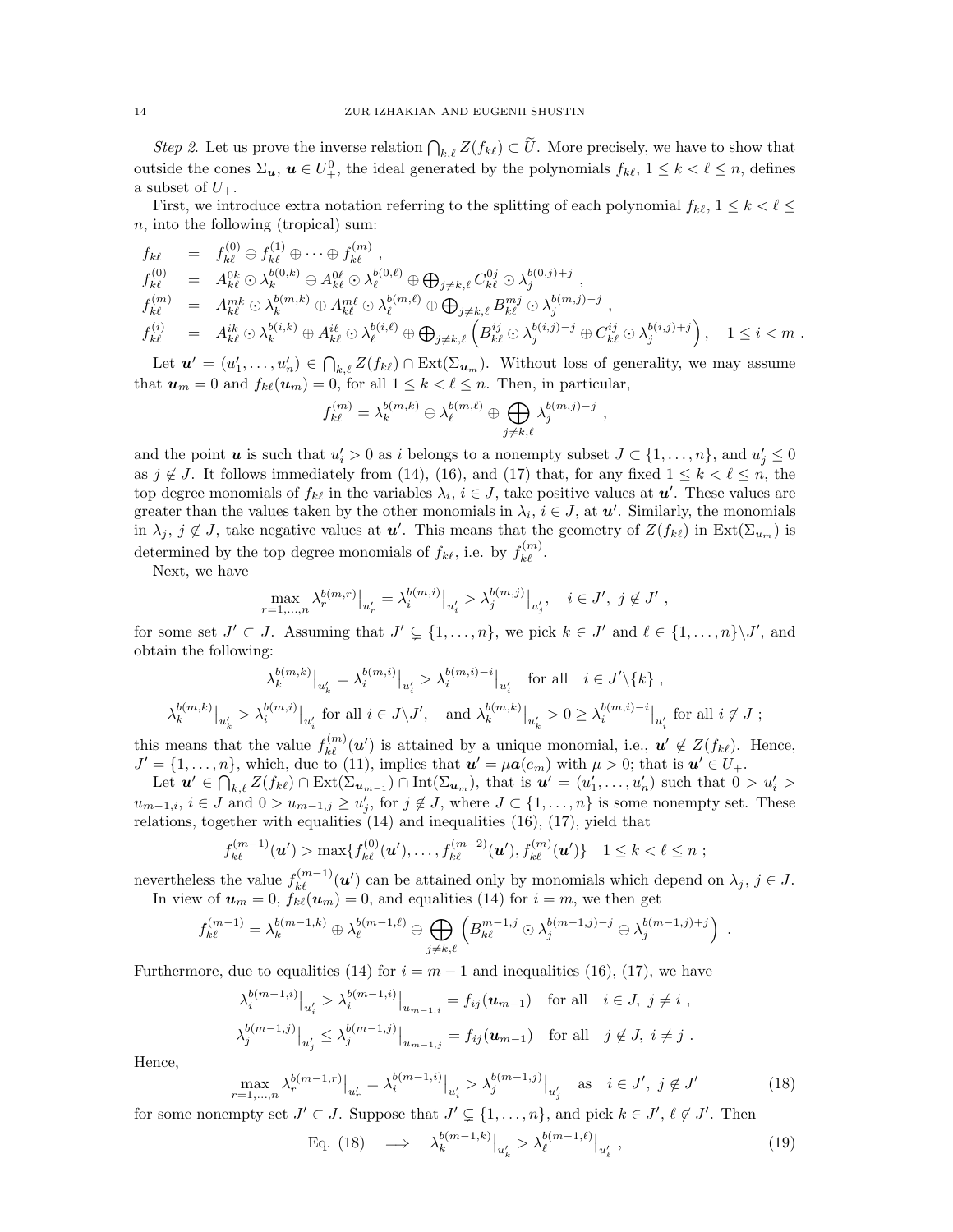*Step 2.* Let us prove the inverse relation $\bigcap_{k,\ell} Z(f_{k\ell}) \subset \widetilde{U}$. More precisely, we have to show that outside the cones $\Sigma_{\boldsymbol{u}}$, $\boldsymbol{u} \in U_+^0$, the ideal generated by the polynomials $f_{k\ell}$, $1 \le k < \ell \le n$, defines a subset of $U_+$.

First, we introduce extra notation referring to the splitting of each polynomial $f_{k\ell}$, $1 \le k < \ell \le n$, into the following (tropical) sum:

$$
\begin{aligned}
f_{k\ell} &= f_{k\ell}^{(0)} \oplus f_{k\ell}^{(1)} \oplus \cdots \oplus f_{k\ell}^{(m)} , \\
f_{k\ell}^{(0)} &= A_{k\ell}^{0k} \odot \lambda_k^{b(0,k)} \oplus A_{k\ell}^{0\ell} \odot \lambda_\ell^{b(0,\ell)} \oplus \textstyle\bigoplus_{j \ne k,\ell} C_{k\ell}^{0j} \odot \lambda_j^{b(0,j)+j} , \\
f_{k\ell}^{(m)} &= A_{k\ell}^{mk} \odot \lambda_k^{b(m,k)} \oplus A_{k\ell}^{m\ell} \odot \lambda_\ell^{b(m,\ell)} \oplus \textstyle\bigoplus_{j \ne k,\ell} B_{k\ell}^{mj} \odot \lambda_j^{b(m,j)-j} , \\
f_{k\ell}^{(i)} &= A_{k\ell}^{ik} \odot \lambda_k^{b(i,k)} \oplus A_{k\ell}^{i\ell} \odot \lambda_\ell^{b(i,\ell)} \oplus \textstyle\bigoplus_{j \ne k,\ell} \left( B_{k\ell}^{ij} \odot \lambda_j^{b(i,j)-j} \oplus C_{k\ell}^{ij} \odot \lambda_j^{b(i,j)+j} \right), \quad 1 \le i < m .
\end{aligned}
$$

Let $\boldsymbol{u}' = (u_1', \dots, u_n') \in \bigcap_{k,\ell} Z(f_{k\ell}) \cap \operatorname{Ext}(\Sigma_{\boldsymbol{u}_m})$. Without loss of generality, we may assume that $\boldsymbol{u}_m = 0$ and $f_{k\ell}(\boldsymbol{u}_m) = 0$, for all $1 \le k < \ell \le n$. Then, in particular,

$$
f_{k\ell}^{(m)} = \lambda_k^{b(m,k)} \oplus \lambda_\ell^{b(m,\ell)} \oplus \bigoplus_{j \ne k,\ell} \lambda_j^{b(m,j)-j} ,
$$

and the point $\boldsymbol{u}$ is such that $u_i' > 0$ as $i$ belongs to a nonempty subset $J \subset \{1, \dots, n\}$, and $u_j' \le 0$ as $j \notin J$. It follows immediately from (14), (16), and (17) that, for any fixed $1 \le k < \ell \le n$, the top degree monomials of $f_{k\ell}$ in the variables $\lambda_i$, $i \in J$, take positive values at $\boldsymbol{u}'$. These values are greater than the values taken by the other monomials in $\lambda_i$, $i \in J$, at $\boldsymbol{u}'$. Similarly, the monomials in $\lambda_j$, $j \notin J$, take negative values at $\boldsymbol{u}'$. This means that the geometry of $Z(f_{k\ell})$ in $\operatorname{Ext}(\Sigma_{u_m})$ is determined by the top degree monomials of $f_{k\ell}$, i.e. by $f_{k\ell}^{(m)}$.

Next, we have

$$
\max_{r=1,\dots,n} \lambda_r^{b(m,r)}\big|_{u_r'} = \lambda_i^{b(m,i)}\big|_{u_i'} > \lambda_j^{b(m,j)}\big|_{u_j'}, \quad i \in J', \ j \notin J' ,
$$

for some set $J' \subset J$. Assuming that $J' \subsetneq \{1, \dots, n\}$, we pick $k \in J'$ and $\ell \in \{1, \dots, n\} \backslash J'$, and obtain the following:

$$
\lambda_k^{b(m,k)}\big|_{u_k'} = \lambda_i^{b(m,i)}\big|_{u_i'} > \lambda_i^{b(m,i)-i}\big|_{u_i'} \quad \text{for all} \quad i \in J' \backslash \{k\} ,
$$

$$
\lambda_k^{b(m,k)}\big|_{u_k'} > \lambda_i^{b(m,i)}\big|_{u_i'} \text{ for all } i \in J \backslash J', \quad \text{and } \lambda_k^{b(m,k)}\big|_{u_k'} > 0 \ge \lambda_i^{b(m,i)-i}\big|_{u_i'} \text{ for all } i \notin J ;
$$

this means that the value $f_{k\ell}^{(m)}(\boldsymbol{u}')$ is attained by a unique monomial, i.e., $\boldsymbol{u}' \notin Z(f_{k\ell})$. Hence, $J' = \{1, \dots, n\}$, which, due to (11), implies that $\boldsymbol{u}' = \mu \boldsymbol{a}(e_m)$ with $\mu > 0$; that is $\boldsymbol{u}' \in U_+$.

Let $\boldsymbol{u}' \in \bigcap_{k,\ell} Z(f_{k\ell}) \cap \operatorname{Ext}(\Sigma_{\boldsymbol{u}_{m-1}}) \cap \operatorname{Int}(\Sigma_{\boldsymbol{u}_m})$, that is $\boldsymbol{u}' = (u_1', \dots, u_n')$ such that $0 > u_i' > u_{m-1,i}$, $i \in J$ and $0 > u_{m-1,j} \ge u_j'$, for $j \notin J$, where $J \subset \{1, \dots, n\}$ is some nonempty set. These relations, together with equalities (14) and inequalities (16), (17), yield that

$$
f_{k\ell}^{(m-1)}(\boldsymbol{u}') > \max\{f_{k\ell}^{(0)}(\boldsymbol{u}'), \dots, f_{k\ell}^{(m-2)}(\boldsymbol{u}'), f_{k\ell}^{(m)}(\boldsymbol{u}')\} \quad 1 \le k < \ell \le n ;
$$

nevertheless the value $f_{k\ell}^{(m-1)}(\boldsymbol{u}')$ can be attained only by monomials which depend on $\lambda_j$, $j \in J$.

In view of $\boldsymbol{u}_m = 0$, $f_{k\ell}(\boldsymbol{u}_m) = 0$, and equalities (14) for $i = m$, we then get

$$
f_{k\ell}^{(m-1)} = \lambda_k^{b(m-1,k)} \oplus \lambda_\ell^{b(m-1,\ell)} \oplus \bigoplus_{j \ne k,\ell} \left( B_{k\ell}^{m-1,j} \odot \lambda_j^{b(m-1,j)-j} \oplus \lambda_j^{b(m-1,j)+j} \right) .
$$

Furthermore, due to equalities (14) for $i = m-1$ and inequalities (16), (17), we have

$$
\lambda_i^{b(m-1,i)}\big|_{u_i'} > \lambda_i^{b(m-1,i)}\big|_{u_{m-1,i}} = f_{ij}(\boldsymbol{u}_{m-1}) \quad \text{for all} \quad i \in J, \ j \ne i ,
$$

$$
\lambda_j^{b(m-1,j)}\big|_{u_j'} \le \lambda_j^{b(m-1,j)}\big|_{u_{m-1,j}} = f_{ij}(\boldsymbol{u}_{m-1}) \quad \text{for all} \quad j \notin J, \ i \ne j .
$$

Hence,

$$
\max_{r=1,\dots,n} \lambda_r^{b(m-1,r)}\big|_{u_r'} = \lambda_i^{b(m-1,i)}\big|_{u_i'} > \lambda_j^{b(m-1,j)}\big|_{u_j'} \quad \text{as} \quad i \in J', \ j \notin J' \tag{18}
$$

for some nonempty set $J' \subset J$. Suppose that $J' \subsetneq \{1, \dots, n\}$, and pick $k \in J'$, $\ell \notin J'$. Then

$$
\text{Eq. (18)} \quad \Longrightarrow \quad \lambda_k^{b(m-1,k)}\big|_{u_k'} > \lambda_\ell^{b(m-1,\ell)}\big|_{u_\ell'} , \tag{19}
$$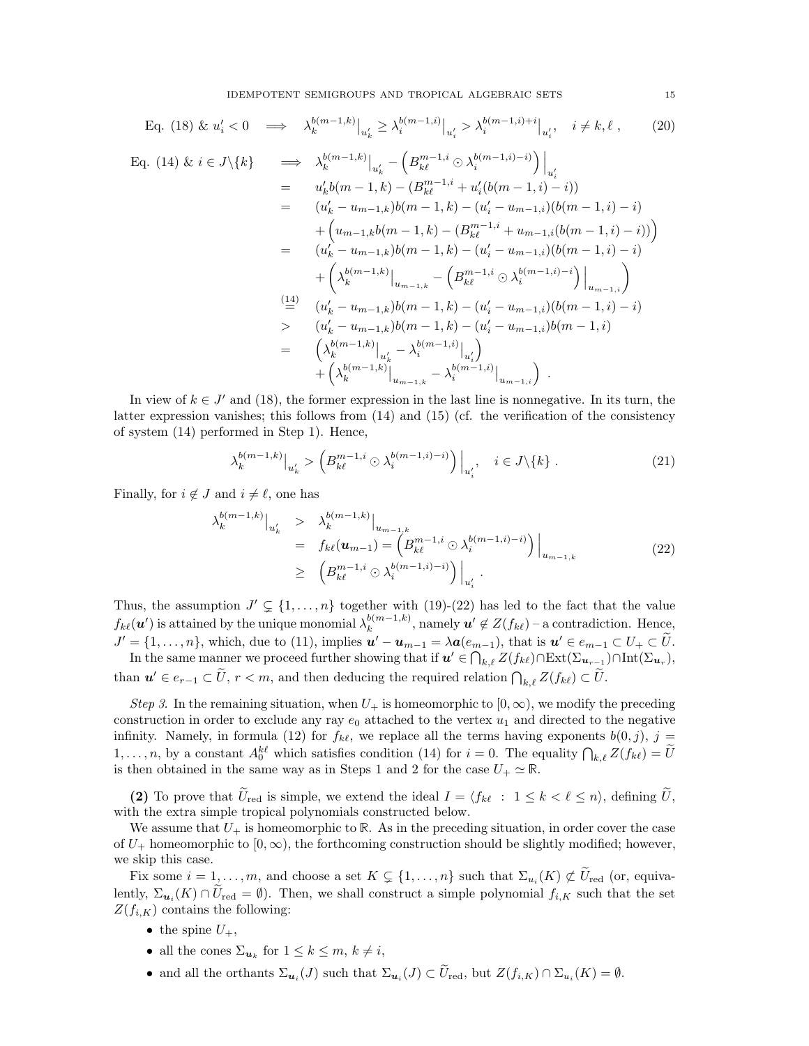$$\text{Eq. (18) \& } u'_i < 0 \quad \Longrightarrow \quad \lambda_k^{b(m-1,k)}\big|_{u'_k} \geq \lambda_i^{b(m-1,i)}\big|_{u'_i} > \lambda_i^{b(m-1,i)+i}\big|_{u'_i}, \quad i \neq k, \ell\ , \tag{20}$$

$$\begin{aligned}
\text{Eq. (14) \& } i \in J\backslash\{k\} \quad &\Longrightarrow \quad \lambda_k^{b(m-1,k)}\big|_{u'_k} - \left(B_{k\ell}^{m-1,i} \odot \lambda_i^{b(m-1,i)-i}\right)\Big|_{u'_i} \\
&= \quad u'_k b(m-1,k) - (B_{k\ell}^{m-1,i} + u'_i(b(m-1,i)-i)) \\
&= \quad (u'_k - u_{m-1,k})b(m-1,k) - (u'_i - u_{m-1,i})(b(m-1,i)-i) \\
&\quad\quad + \Big(u_{m-1,k}b(m-1,k) - (B_{k\ell}^{m-1,i} + u_{m-1,i}(b(m-1,i)-i))\Big) \\
&= \quad (u'_k - u_{m-1,k})b(m-1,k) - (u'_i - u_{m-1,i})(b(m-1,i)-i) \\
&\quad\quad + \left(\lambda_k^{b(m-1,k)}\big|_{u_{m-1,k}} - \left(B_{k\ell}^{m-1,i} \odot \lambda_i^{b(m-1,i)-i}\right)\Big|_{u_{m-1,i}}\right) \\
&\overset{(14)}{=} \quad (u'_k - u_{m-1,k})b(m-1,k) - (u'_i - u_{m-1,i})(b(m-1,i)-i) \\
&> \quad (u'_k - u_{m-1,k})b(m-1,k) - (u'_i - u_{m-1,i})b(m-1,i) \\
&= \quad \left(\lambda_k^{b(m-1,k)}\big|_{u'_k} - \lambda_i^{b(m-1,i)}\big|_{u'_i}\right) \\
&\quad\quad + \left(\lambda_k^{b(m-1,k)}\big|_{u_{m-1,k}} - \lambda_i^{b(m-1,i)}\big|_{u_{m-1,i}}\right)\ .
\end{aligned}$$

In view of $k \in J'$ and (18), the former expression in the last line is nonnegative. In its turn, the latter expression vanishes; this follows from (14) and (15) (cf. the verification of the consistency of system (14) performed in Step 1). Hence,

$$\lambda_k^{b(m-1,k)}\big|_{u'_k} > \left(B_{k\ell}^{m-1,i} \odot \lambda_i^{b(m-1,i)-i}\right)\Big|_{u'_i}, \quad i \in J\backslash\{k\}\ . \tag{21}$$

Finally, for $i \notin J$ and $i \neq \ell$, one has

$$\begin{aligned}
\lambda_k^{b(m-1,k)}\big|_{u'_k} \quad &> \quad \lambda_k^{b(m-1,k)}\big|_{u_{m-1,k}} \\
&= \quad f_{k\ell}(\boldsymbol{u}_{m-1}) = \left(B_{k\ell}^{m-1,i} \odot \lambda_i^{b(m-1,i)-i}\right)\Big|_{u_{m-1,k}} \\
&\geq \quad \left(B_{k\ell}^{m-1,i} \odot \lambda_i^{b(m-1,i)-i}\right)\Big|_{u'_i}\ .
\end{aligned} \tag{22}$$

Thus, the assumption $J' \subsetneq \{1, \ldots, n\}$ together with (19)-(22) has led to the fact that the value $f_{k\ell}(\boldsymbol{u}')$ is attained by the unique monomial $\lambda_k^{b(m-1,k)}$, namely $\boldsymbol{u}' \notin Z(f_{k\ell})$ – a contradiction. Hence, $J' = \{1, \ldots, n\}$, which, due to (11), implies $\boldsymbol{u}' - \boldsymbol{u}_{m-1} = \lambda \boldsymbol{a}(e_{m-1})$, that is $\boldsymbol{u}' \in e_{m-1} \subset U_+ \subset \widetilde{U}$.

In the same manner we proceed further showing that if $\boldsymbol{u}' \in \bigcap_{k,\ell} Z(f_{k\ell}) \cap \text{Ext}(\Sigma_{\boldsymbol{u}_{r-1}}) \cap \text{Int}(\Sigma_{\boldsymbol{u}_r})$, than $\boldsymbol{u}' \in e_{r-1} \subset \widetilde{U}$, $r < m$, and then deducing the required relation $\bigcap_{k,\ell} Z(f_{k\ell}) \subset \widetilde{U}$.

*Step 3.* In the remaining situation, when $U_+$ is homeomorphic to $[0, \infty)$, we modify the preceding construction in order to exclude any ray $e_0$ attached to the vertex $u_1$ and directed to the negative infinity. Namely, in formula (12) for $f_{k\ell}$, we replace all the terms having exponents $b(0,j)$, $j = 1, \ldots, n$, by a constant $A_0^{k\ell}$ which satisfies condition (14) for $i = 0$. The equality $\bigcap_{k,\ell} Z(f_{k\ell}) = \widetilde{U}$ is then obtained in the same way as in Steps 1 and 2 for the case $U_+ \simeq \mathbb{R}$.

**(2)** To prove that $\widetilde{U}_{\text{red}}$ is simple, we extend the ideal $I = \langle f_{k\ell}\ :\ 1 \leq k < \ell \leq n\rangle$, defining $\widetilde{U}$, with the extra simple tropical polynomials constructed below.

We assume that $U_+$ is homeomorphic to $\mathbb{R}$. As in the preceding situation, in order cover the case of $U_+$ homeomorphic to $[0, \infty)$, the forthcoming construction should be slightly modified; however, we skip this case.

Fix some $i = 1, \ldots, m$, and choose a set $K \subsetneq \{1, \ldots, n\}$ such that $\Sigma_{u_i}(K) \not\subset \widetilde{U}_{\text{red}}$ (or, equivalently, $\Sigma_{\boldsymbol{u}_i}(K) \cap \widetilde{U}_{\text{red}} = \emptyset$). Then, we shall construct a simple polynomial $f_{i,K}$ such that the set $Z(f_{i,K})$ contains the following:

- the spine $U_+$,
- all the cones $\Sigma_{\boldsymbol{u}_k}$ for $1 \leq k \leq m$, $k \neq i$,
- and all the orthants $\Sigma_{\boldsymbol{u}_i}(J)$ such that $\Sigma_{\boldsymbol{u}_i}(J) \subset \widetilde{U}_{\text{red}}$, but $Z(f_{i,K}) \cap \Sigma_{u_i}(K) = \emptyset$.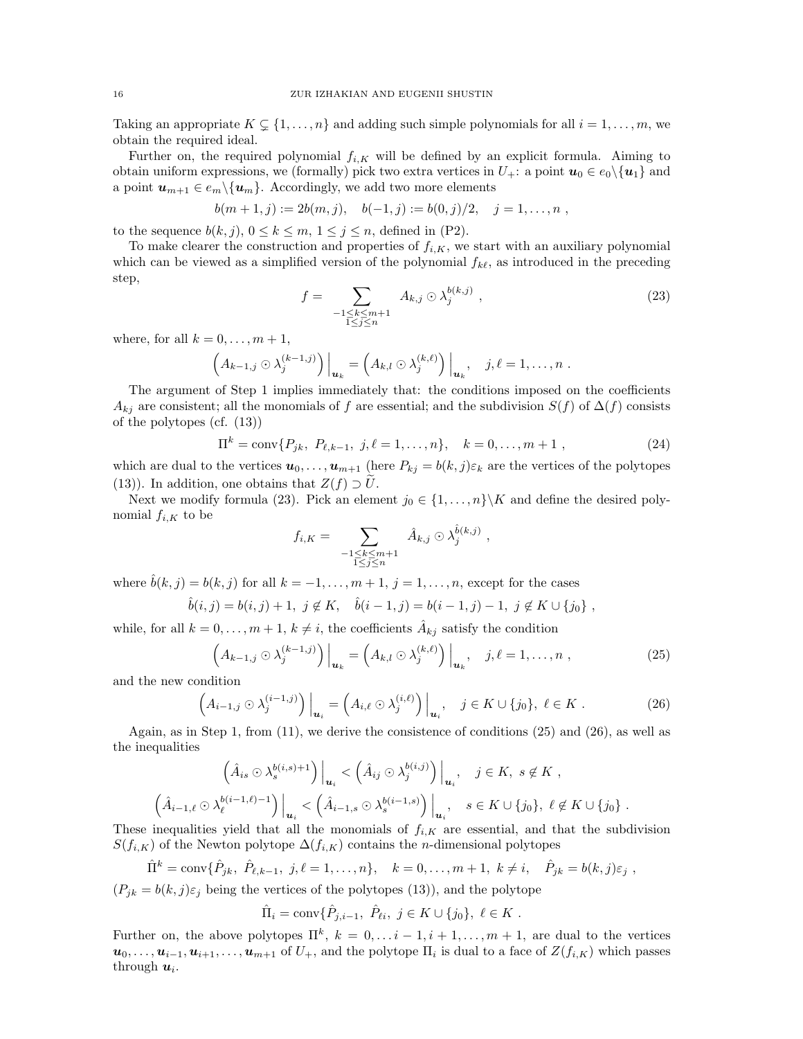Taking an appropriate $K \subsetneq \{1,\dots,n\}$ and adding such simple polynomials for all $i=1,\dots,m$, we obtain the required ideal.

Further on, the required polynomial $f_{i,K}$ will be defined by an explicit formula. Aiming to obtain uniform expressions, we (formally) pick two extra vertices in $U_+$: a point $\boldsymbol{u}_0 \in e_0 \backslash \{\boldsymbol{u}_1\}$ and a point $\boldsymbol{u}_{m+1} \in e_m \backslash \{\boldsymbol{u}_m\}$. Accordingly, we add two more elements

$$b(m+1,j) := 2b(m,j), \quad b(-1,j) := b(0,j)/2, \quad j=1,\dots,n\ ,$$

to the sequence $b(k,j)$, $0 \le k \le m$, $1 \le j \le n$, defined in (P2).

To make clearer the construction and properties of $f_{i,K}$, we start with an auxiliary polynomial which can be viewed as a simplified version of the polynomial $f_{k\ell}$, as introduced in the preceding step,

$$f = \sum_{\substack{-1 \le k \le m+1 \\ 1 \le j \le n}} A_{k,j} \odot \lambda_j^{b(k,j)}\ , \tag{23}$$

where, for all $k=0,\dots,m+1$,

$$\left(A_{k-1,j} \odot \lambda_j^{(k-1,j)}\right)\Big|_{\boldsymbol{u}_k} = \left(A_{k,l} \odot \lambda_j^{(k,\ell)}\right)\Big|_{\boldsymbol{u}_k}, \quad j,\ell = 1,\dots,n\ .$$

The argument of Step 1 implies immediately that: the conditions imposed on the coefficients $A_{kj}$ are consistent; all the monomials of $f$ are essential; and the subdivision $S(f)$ of $\Delta(f)$ consists of the polytopes (cf. (13))

$$\Pi^k = \mathrm{conv}\{P_{jk},\ P_{\ell,k-1},\ j,\ell = 1,\dots,n\}, \quad k=0,\dots,m+1\ , \tag{24}$$

which are dual to the vertices $\boldsymbol{u}_0,\dots,\boldsymbol{u}_{m+1}$ (here $P_{kj} = b(k,j)\varepsilon_k$ are the vertices of the polytopes (13)). In addition, one obtains that $Z(f) \supset \widetilde{U}$.

Next we modify formula (23). Pick an element $j_0 \in \{1,\dots,n\} \backslash K$ and define the desired polynomial $f_{i,K}$ to be

$$f_{i,K} = \sum_{\substack{-1 \le k \le m+1 \\ 1 \le j \le n}} \hat{A}_{k,j} \odot \lambda_j^{\hat{b}(k,j)}\ ,$$

where $\hat{b}(k,j) = b(k,j)$ for all $k=-1,\dots,m+1$, $j=1,\dots,n$, except for the cases

$$\hat{b}(i,j) = b(i,j)+1,\ j \notin K, \quad \hat{b}(i-1,j) = b(i-1,j)-1,\ j \notin K \cup \{j_0\}\ ,$$

while, for all $k=0,\dots,m+1$, $k \ne i$, the coefficients $\hat{A}_{kj}$ satisfy the condition

$$\left(A_{k-1,j} \odot \lambda_j^{(k-1,j)}\right)\Big|_{\boldsymbol{u}_k} = \left(A_{k,l} \odot \lambda_j^{(k,\ell)}\right)\Big|_{\boldsymbol{u}_k}, \quad j,\ell = 1,\dots,n\ , \tag{25}$$

and the new condition

$$\left(A_{i-1,j} \odot \lambda_j^{(i-1,j)}\right)\Big|_{\boldsymbol{u}_i} = \left(A_{i,\ell} \odot \lambda_j^{(i,\ell)}\right)\Big|_{\boldsymbol{u}_i}, \quad j \in K \cup \{j_0\},\ \ell \in K\ . \tag{26}$$

Again, as in Step 1, from (11), we derive the consistence of conditions (25) and (26), as well as the inequalities

$$\left(\hat{A}_{is} \odot \lambda_s^{b(i,s)+1}\right)\Big|_{\boldsymbol{u}_i} < \left(\hat{A}_{ij} \odot \lambda_j^{b(i,j)}\right)\Big|_{\boldsymbol{u}_i}, \quad j \in K,\ s \notin K\ ,$$

$$\left(\hat{A}_{i-1,\ell} \odot \lambda_\ell^{b(i-1,\ell)-1}\right)\Big|_{\boldsymbol{u}_i} < \left(\hat{A}_{i-1,s} \odot \lambda_s^{b(i-1,s)}\right)\Big|_{\boldsymbol{u}_i}, \quad s \in K \cup \{j_0\},\ \ell \notin K \cup \{j_0\}\ .$$

These inequalities yield that all the monomials of $f_{i,K}$ are essential, and that the subdivision $S(f_{i,K})$ of the Newton polytope $\Delta(f_{i,K})$ contains the $n$-dimensional polytopes

$$\hat{\Pi}^k = \mathrm{conv}\{\hat{P}_{jk},\ \hat{P}_{\ell,k-1},\ j,\ell = 1,\dots,n\}, \quad k=0,\dots,m+1,\ k \ne i, \quad \hat{P}_{jk} = b(k,j)\varepsilon_j\ ,$$

($P_{jk} = b(k,j)\varepsilon_j$ being the vertices of the polytopes (13)), and the polytope

$$\hat{\Pi}_i = \mathrm{conv}\{\hat{P}_{j,i-1},\ \hat{P}_{\ell i},\ j \in K \cup \{j_0\},\ \ell \in K\ .$$

Further on, the above polytopes $\Pi^k$, $k=0,\dots i-1, i+1,\dots,m+1$, are dual to the vertices $\boldsymbol{u}_0,\dots,\boldsymbol{u}_{i-1},\boldsymbol{u}_{i+1},\dots,\boldsymbol{u}_{m+1}$ of $U_+$, and the polytope $\Pi_i$ is dual to a face of $Z(f_{i,K})$ which passes through $\boldsymbol{u}_i$.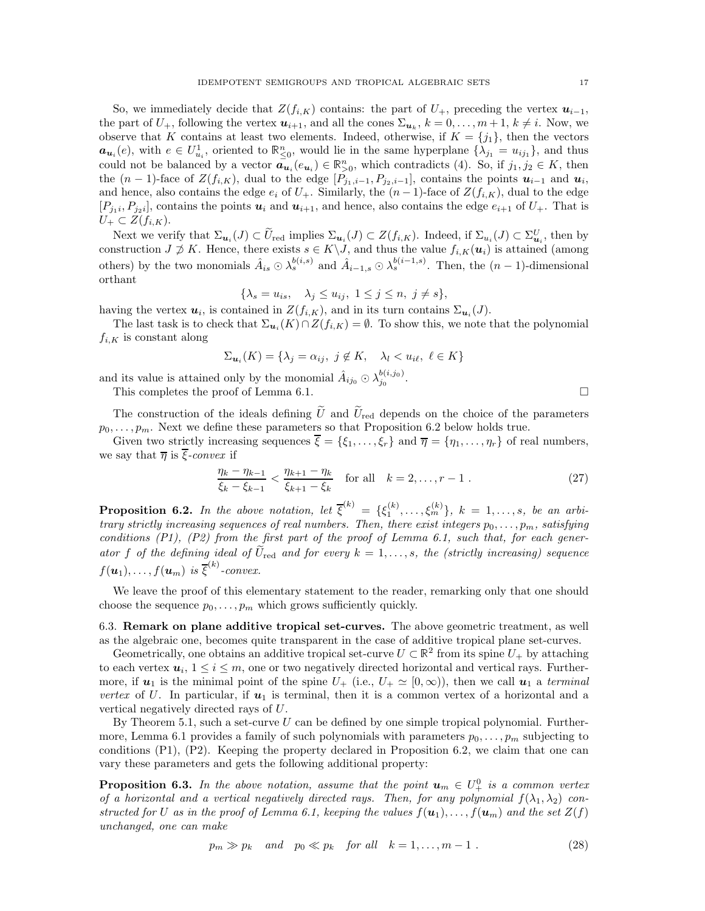So, we immediately decide that $Z(f_{i,K})$ contains: the part of $U_+$, preceding the vertex $\boldsymbol{u}_{i-1}$, the part of $U_+$, following the vertex $\boldsymbol{u}_{i+1}$, and all the cones $\Sigma_{\boldsymbol{u}_k}$, $k = 0, \ldots, m+1$, $k \neq i$. Now, we observe that $K$ contains at least two elements. Indeed, otherwise, if $K = \{j_1\}$, then the vectors $\boldsymbol{a}_{\boldsymbol{u}_i}(e)$, with $e \in U^1_{u_i}$, oriented to $\mathbb{R}^n_{\le 0}$, would lie in the same hyperplane $\{\lambda_{j_1} = u_{ij_1}\}$, and thus could not be balanced by a vector $\boldsymbol{a}_{\boldsymbol{u}_i}(e_{\boldsymbol{u}_i}) \in \mathbb{R}^n_{>0}$, which contradicts (4). So, if $j_1, j_2 \in K$, then the $(n-1)$-face of $Z(f_{i,K})$, dual to the edge $[P_{j_1,i-1}, P_{j_2,i-1}]$, contains the points $\boldsymbol{u}_{i-1}$ and $\boldsymbol{u}_i$, and hence, also contains the edge $e_i$ of $U_+$. Similarly, the $(n-1)$-face of $Z(f_{i,K})$, dual to the edge $[P_{j_1 i}, P_{j_2 i}]$, contains the points $\boldsymbol{u}_i$ and $\boldsymbol{u}_{i+1}$, and hence, also contains the edge $e_{i+1}$ of $U_+$. That is $U_+ \subset Z(f_{i,K})$.

Next we verify that $\Sigma_{\boldsymbol{u}_i}(J) \subset \widetilde{U}_{\rm red}$ implies $\Sigma_{\boldsymbol{u}_i}(J) \subset Z(f_{i,K})$. Indeed, if $\Sigma_{u_i}(J) \subset \Sigma^U_{\boldsymbol{u}_i}$, then by construction $J \not\supset K$. Hence, there exists $s \in K \backslash J$, and thus the value $f_{i,K}(\boldsymbol{u}_i)$ is attained (among others) by the two monomials $\hat{A}_{is} \odot \lambda_s^{b(i,s)}$ and $\hat{A}_{i-1,s} \odot \lambda_s^{b(i-1,s)}$. Then, the $(n-1)$-dimensional orthant

$$\{\lambda_s = u_{is}, \quad \lambda_j \le u_{ij}, \ 1 \le j \le n, \ j \neq s\},$$

having the vertex $\boldsymbol{u}_i$, is contained in $Z(f_{i,K})$, and in its turn contains $\Sigma_{\boldsymbol{u}_i}(J)$.

The last task is to check that $\Sigma_{\boldsymbol{u}_i}(K) \cap Z(f_{i,K}) = \emptyset$. To show this, we note that the polynomial $f_{i,K}$ is constant along

$$\Sigma_{\boldsymbol{u}_i}(K) = \{\lambda_j = \alpha_{ij}, \ j \notin K, \quad \lambda_l < u_{i\ell}, \ \ell \in K\}$$

and its value is attained only by the monomial $\hat{A}_{ij_0} \odot \lambda_{j_0}^{b(i,j_0)}$.

This completes the proof of Lemma 6.1. $\square$

The construction of the ideals defining $\widetilde{U}$ and $\widetilde{U}_{\rm red}$ depends on the choice of the parameters $p_0, \ldots, p_m$. Next we define these parameters so that Proposition 6.2 below holds true.

Given two strictly increasing sequences $\overline{\xi} = \{\xi_1, \ldots, \xi_r\}$ and $\overline{\eta} = \{\eta_1, \ldots, \eta_r\}$ of real numbers, we say that $\overline{\eta}$ is *$\overline{\xi}$-convex* if

$$\frac{\eta_k - \eta_{k-1}}{\xi_k - \xi_{k-1}} < \frac{\eta_{k+1} - \eta_k}{\xi_{k+1} - \xi_k} \quad \text{for all} \quad k = 2, \ldots, r-1 \ . \tag{27}$$

**Proposition 6.2.** *In the above notation, let $\overline{\xi}^{(k)} = \{\xi^{(k)}_1, \ldots, \xi^{(k)}_m\}$, $k = 1, \ldots, s$, be an arbitrary strictly increasing sequences of real numbers. Then, there exist integers $p_0, \ldots, p_m$, satisfying conditions (P1), (P2) from the first part of the proof of Lemma 6.1, such that, for each generator $f$ of the defining ideal of $\widetilde{U}_{\rm red}$ and for every $k = 1, \ldots, s$, the (strictly increasing) sequence $f(\boldsymbol{u}_1), \ldots, f(\boldsymbol{u}_m)$ is $\overline{\xi}^{(k)}$-convex.*

We leave the proof of this elementary statement to the reader, remarking only that one should choose the sequence $p_0, \ldots, p_m$ which grows sufficiently quickly.

6.3. **Remark on plane additive tropical set-curves.** The above geometric treatment, as well as the algebraic one, becomes quite transparent in the case of additive tropical plane set-curves.

Geometrically, one obtains an additive tropical set-curve $U \subset \mathbb{R}^2$ from its spine $U_+$ by attaching to each vertex $\boldsymbol{u}_i$, $1 \le i \le m$, one or two negatively directed horizontal and vertical rays. Furthermore, if $\boldsymbol{u}_1$ is the minimal point of the spine $U_+$ (i.e., $U_+ \simeq [0, \infty)$), then we call $\boldsymbol{u}_1$ a *terminal vertex* of $U$. In particular, if $\boldsymbol{u}_1$ is terminal, then it is a common vertex of a horizontal and a vertical negatively directed rays of $U$.

By Theorem 5.1, such a set-curve $U$ can be defined by one simple tropical polynomial. Furthermore, Lemma 6.1 provides a family of such polynomials with parameters $p_0, \ldots, p_m$ subjecting to conditions (P1), (P2). Keeping the property declared in Proposition 6.2, we claim that one can vary these parameters and gets the following additional property:

**Proposition 6.3.** *In the above notation, assume that the point $\boldsymbol{u}_m \in U^0_+$ is a common vertex of a horizontal and a vertical negatively directed rays. Then, for any polynomial $f(\lambda_1, \lambda_2)$ constructed for $U$ as in the proof of Lemma 6.1, keeping the values $f(\boldsymbol{u}_1), \ldots, f(\boldsymbol{u}_m)$ and the set $Z(f)$ unchanged, one can make*

$$p_m \gg p_k \quad \text{and} \quad p_0 \ll p_k \quad \text{for all} \quad k = 1, \ldots, m-1 \ . \tag{28}$$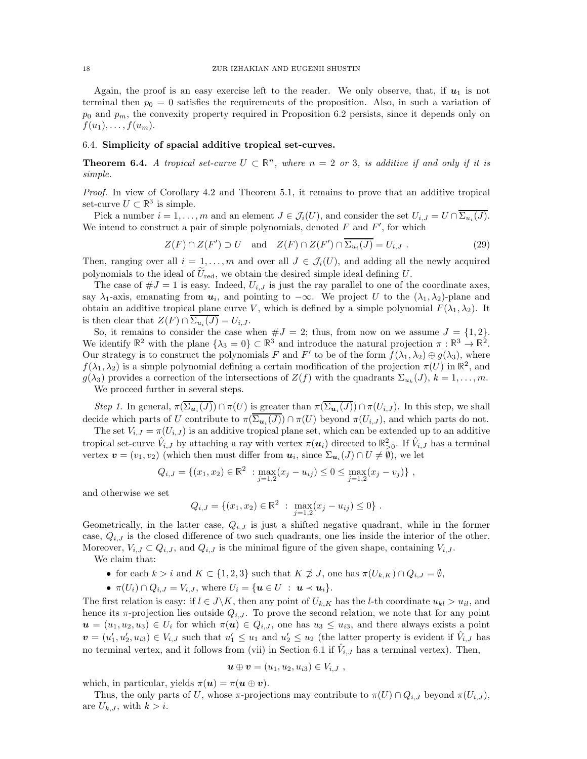Again, the proof is an easy exercise left to the reader. We only observe, that, if $\boldsymbol{u}_1$ is not terminal then $p_0 = 0$ satisfies the requirements of the proposition. Also, in such a variation of $p_0$ and $p_m$, the convexity property required in Proposition 6.2 persists, since it depends only on $f(u_1), \dots, f(u_m)$.

### 6.4. Simplicity of spacial additive tropical set-curves.

**Theorem 6.4.** *A tropical set-curve $U \subset \mathbb{R}^n$, where $n = 2$ or $3$, is additive if and only if it is simple.*

*Proof.* In view of Corollary 4.2 and Theorem 5.1, it remains to prove that an additive tropical set-curve $U \subset \mathbb{R}^3$ is simple.

Pick a number $i = 1, \dots, m$ and an element $J \in \mathcal{J}_i(U)$, and consider the set $U_{i,J} = U \cap \overline{\Sigma_{u_i}(J)}$. We intend to construct a pair of simple polynomials, denoted $F$ and $F'$, for which

$$Z(F) \cap Z(F') \supset U \quad \text{and} \quad Z(F) \cap Z(F') \cap \overline{\Sigma_{u_i}(J)} = U_{i,J} \ . \tag{29}$$

Then, ranging over all $i = 1, \dots, m$ and over all $J \in \mathcal{J}_i(U)$, and adding all the newly acquired polynomials to the ideal of $\widetilde{U}_{\mathrm{red}}$, we obtain the desired simple ideal defining $U$.

The case of $\#J = 1$ is easy. Indeed, $U_{i,J}$ is just the ray parallel to one of the coordinate axes, say $\lambda_1$-axis, emanating from $\boldsymbol{u}_i$, and pointing to $-\infty$. We project $U$ to the $(\lambda_1, \lambda_2)$-plane and obtain an additive tropical plane curve $V$, which is defined by a simple polynomial $F(\lambda_1, \lambda_2)$. It is then clear that $Z(F) \cap \overline{\Sigma_{u_i}(J)} = U_{i,J}$.

So, it remains to consider the case when $\#J = 2$; thus, from now on we assume $J = \{1, 2\}$. We identify $\mathbb{R}^2$ with the plane $\{\lambda_3 = 0\} \subset \mathbb{R}^3$ and introduce the natural projection $\pi : \mathbb{R}^3 \to \mathbb{R}^2$. Our strategy is to construct the polynomials $F$ and $F'$ to be of the form $f(\lambda_1, \lambda_2) \oplus g(\lambda_3)$, where $f(\lambda_1, \lambda_2)$ is a simple polynomial defining a certain modification of the projection $\pi(U)$ in $\mathbb{R}^2$, and $g(\lambda_3)$ provides a correction of the intersections of $Z(f)$ with the quadrants $\Sigma_{u_k}(J)$, $k = 1, \dots, m$.

We proceed further in several steps.

*Step 1.* In general, $\pi(\overline{\Sigma_{\boldsymbol{u}_i}(J)}) \cap \pi(U)$ is greater than $\pi(\overline{\Sigma_{\boldsymbol{u}_i}(J)}) \cap \pi(U_{i,J})$. In this step, we shall decide which parts of $U$ contribute to $\pi(\overline{\Sigma_{\boldsymbol{u}_i}(J)}) \cap \pi(U)$ beyond $\pi(U_{i,J})$, and which parts do not.

The set $V_{i,J} = \pi(U_{i,J})$ is an additive tropical plane set, which can be extended up to an additive tropical set-curve $\hat{V}_{i,J}$ by attaching a ray with vertex $\pi(\boldsymbol{u}_i)$ directed to $\mathbb{R}^2_{>0}$. If $\hat{V}_{i,J}$ has a terminal vertex $\boldsymbol{v} = (v_1, v_2)$ (which then must differ from $\boldsymbol{u}_i$, since $\Sigma_{\boldsymbol{u}_i}(J) \cap U \neq \emptyset$), we let

$$Q_{i,J} = \{(x_1, x_2) \in \mathbb{R}^2 \ : \max_{j=1,2}(x_j - u_{ij}) \le 0 \le \max_{j=1,2}(x_j - v_j)\} \ ,$$

and otherwise we set

$$Q_{i,J} = \{(x_1, x_2) \in \mathbb{R}^2 \ : \ \max_{j=1,2}(x_j - u_{ij}) \le 0\} \ .$$

Geometrically, in the latter case, $Q_{i,J}$ is just a shifted negative quadrant, while in the former case, $Q_{i,J}$ is the closed difference of two such quadrants, one lies inside the interior of the other. Moreover, $V_{i,J} \subset Q_{i,J}$, and $Q_{i,J}$ is the minimal figure of the given shape, containing $V_{i,J}$.

We claim that:

- for each $k > i$ and $K \subset \{1, 2, 3\}$ such that $K \not\supset J$, one has $\pi(U_{k,K}) \cap Q_{i,J} = \emptyset$,
- $\pi(U_i) \cap Q_{i,J} = V_{i,J}$, where $U_i = \{\boldsymbol{u} \in U \ : \ \boldsymbol{u} \prec \boldsymbol{u}_i\}$.

The first relation is easy: if $l \in J \backslash K$, then any point of $U_{k,K}$ has the $l$-th coordinate $u_{kl} > u_{il}$, and hence its $\pi$-projection lies outside $Q_{i,J}$. To prove the second relation, we note that for any point $\boldsymbol{u} = (u_1, u_2, u_3) \in U_i$ for which $\pi(\boldsymbol{u}) \in Q_{i,J}$, one has $u_3 \le u_{i3}$, and there always exists a point $\boldsymbol{v} = (u_1', u_2', u_{i3}) \in V_{i,J}$ such that $u_1' \le u_1$ and $u_2' \le u_2$ (the latter property is evident if $\hat{V}_{i,J}$ has no terminal vertex, and it follows from (vii) in Section 6.1 if $\hat{V}_{i,J}$ has a terminal vertex). Then,

$$\boldsymbol{u} \oplus \boldsymbol{v} = (u_1, u_2, u_{i3}) \in V_{i,J} \ ,$$

which, in particular, yields $\pi(\boldsymbol{u}) = \pi(\boldsymbol{u} \oplus \boldsymbol{v})$.

Thus, the only parts of $U$, whose $\pi$-projections may contribute to $\pi(U) \cap Q_{i,J}$ beyond $\pi(U_{i,J})$, are $U_{k,J}$, with $k > i$.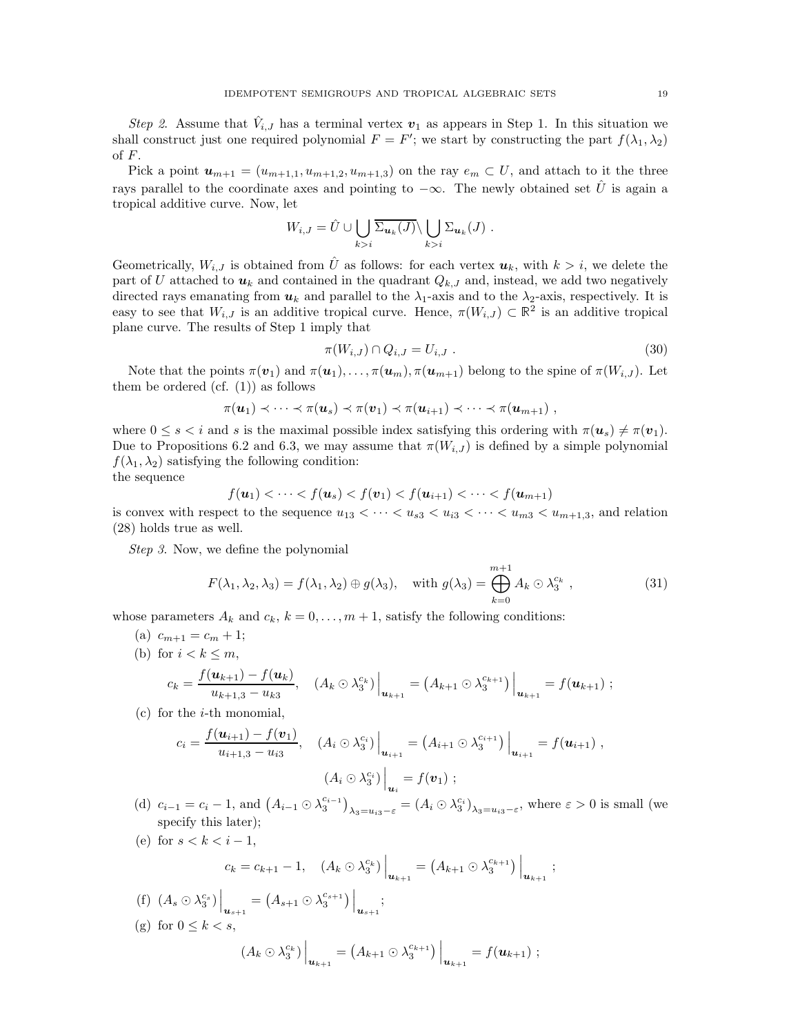*Step 2.* Assume that $\hat{V}_{i,J}$ has a terminal vertex $\boldsymbol{v}_1$ as appears in Step 1. In this situation we shall construct just one required polynomial $F = F'$; we start by constructing the part $f(\lambda_1, \lambda_2)$ of $F$.

Pick a point $\boldsymbol{u}_{m+1} = (u_{m+1,1}, u_{m+1,2}, u_{m+1,3})$ on the ray $e_m \subset U$, and attach to it the three rays parallel to the coordinate axes and pointing to $-\infty$. The newly obtained set $\hat{U}$ is again a tropical additive curve. Now, let

$$W_{i,J} = \hat{U} \cup \bigcup_{k>i} \overline{\Sigma_{\boldsymbol{u}_k}(J)} \setminus \bigcup_{k>i} \Sigma_{\boldsymbol{u}_k}(J) \ .$$

Geometrically, $W_{i,J}$ is obtained from $\hat{U}$ as follows: for each vertex $\boldsymbol{u}_k$, with $k > i$, we delete the part of $U$ attached to $\boldsymbol{u}_k$ and contained in the quadrant $Q_{k,J}$ and, instead, we add two negatively directed rays emanating from $\boldsymbol{u}_k$ and parallel to the $\lambda_1$-axis and to the $\lambda_2$-axis, respectively. It is easy to see that $W_{i,J}$ is an additive tropical curve. Hence, $\pi(W_{i,J}) \subset \mathbb{R}^2$ is an additive tropical plane curve. The results of Step 1 imply that

$$\pi(W_{i,J}) \cap Q_{i,J} = U_{i,J} \ . \tag{30}$$

Note that the points $\pi(\boldsymbol{v}_1)$ and $\pi(\boldsymbol{u}_1), \ldots, \pi(\boldsymbol{u}_m), \pi(\boldsymbol{u}_{m+1})$ belong to the spine of $\pi(W_{i,J})$. Let them be ordered (cf. (1)) as follows

$$\pi(\boldsymbol{u}_1) \prec \cdots \prec \pi(\boldsymbol{u}_s) \prec \pi(\boldsymbol{v}_1) \prec \pi(\boldsymbol{u}_{i+1}) \prec \cdots \prec \pi(\boldsymbol{u}_{m+1}) \ ,$$

where $0 \le s < i$ and $s$ is the maximal possible index satisfying this ordering with $\pi(\boldsymbol{u}_s) \ne \pi(\boldsymbol{v}_1)$. Due to Propositions 6.2 and 6.3, we may assume that $\pi(W_{i,J})$ is defined by a simple polynomial $f(\lambda_1, \lambda_2)$ satisfying the following condition:
the sequence

$$f(\boldsymbol{u}_1) < \cdots < f(\boldsymbol{u}_s) < f(\boldsymbol{v}_1) < f(\boldsymbol{u}_{i+1}) < \cdots < f(\boldsymbol{u}_{m+1})$$

is convex with respect to the sequence $u_{13} < \cdots < u_{s3} < u_{i3} < \cdots < u_{m3} < u_{m+1,3}$, and relation (28) holds true as well.

*Step 3.* Now, we define the polynomial

$$F(\lambda_1, \lambda_2, \lambda_3) = f(\lambda_1, \lambda_2) \oplus g(\lambda_3), \quad \text{with } g(\lambda_3) = \bigoplus_{k=0}^{m+1} A_k \odot \lambda_3^{c_k} \ , \tag{31}$$

whose parameters $A_k$ and $c_k$, $k = 0, \ldots, m+1$, satisfy the following conditions:

(a) $c_{m+1} = c_m + 1$;

(b) for $i < k \le m$,
$$c_k = \frac{f(\boldsymbol{u}_{k+1}) - f(\boldsymbol{u}_k)}{u_{k+1,3} - u_{k3}}, \quad \left(A_k \odot \lambda_3^{c_k}\right)\Big|_{\boldsymbol{u}_{k+1}} = \left(A_{k+1} \odot \lambda_3^{c_{k+1}}\right)\Big|_{\boldsymbol{u}_{k+1}} = f(\boldsymbol{u}_{k+1}) \ ;$$

(c) for the $i$-th monomial,
$$c_i = \frac{f(\boldsymbol{u}_{i+1}) - f(\boldsymbol{v}_1)}{u_{i+1,3} - u_{i3}}, \quad \left(A_i \odot \lambda_3^{c_i}\right)\Big|_{\boldsymbol{u}_{i+1}} = \left(A_{i+1} \odot \lambda_3^{c_{i+1}}\right)\Big|_{\boldsymbol{u}_{i+1}} = f(\boldsymbol{u}_{i+1}) \ ,$$
$$\left(A_i \odot \lambda_3^{c_i}\right)\Big|_{\boldsymbol{u}_i} = f(\boldsymbol{v}_1) \ ;$$

(d) $c_{i-1} = c_i - 1$, and $\left(A_{i-1} \odot \lambda_3^{c_{i-1}}\right)_{\lambda_3 = u_{i3} - \varepsilon} = \left(A_i \odot \lambda_3^{c_i}\right)_{\lambda_3 = u_{i3} - \varepsilon}$, where $\varepsilon > 0$ is small (we specify this later);

(e) for $s < k < i - 1$,
$$c_k = c_{k+1} - 1, \quad \left(A_k \odot \lambda_3^{c_k}\right)\Big|_{\boldsymbol{u}_{k+1}} = \left(A_{k+1} \odot \lambda_3^{c_{k+1}}\right)\Big|_{\boldsymbol{u}_{k+1}} \ ;$$

(f) $\left(A_s \odot \lambda_3^{c_s}\right)\Big|_{\boldsymbol{u}_{s+1}} = \left(A_{s+1} \odot \lambda_3^{c_{s+1}}\right)\Big|_{\boldsymbol{u}_{s+1}}$;

(g) for $0 \le k < s$,
$$\left(A_k \odot \lambda_3^{c_k}\right)\Big|_{\boldsymbol{u}_{k+1}} = \left(A_{k+1} \odot \lambda_3^{c_{k+1}}\right)\Big|_{\boldsymbol{u}_{k+1}} = f(\boldsymbol{u}_{k+1}) \ ;$$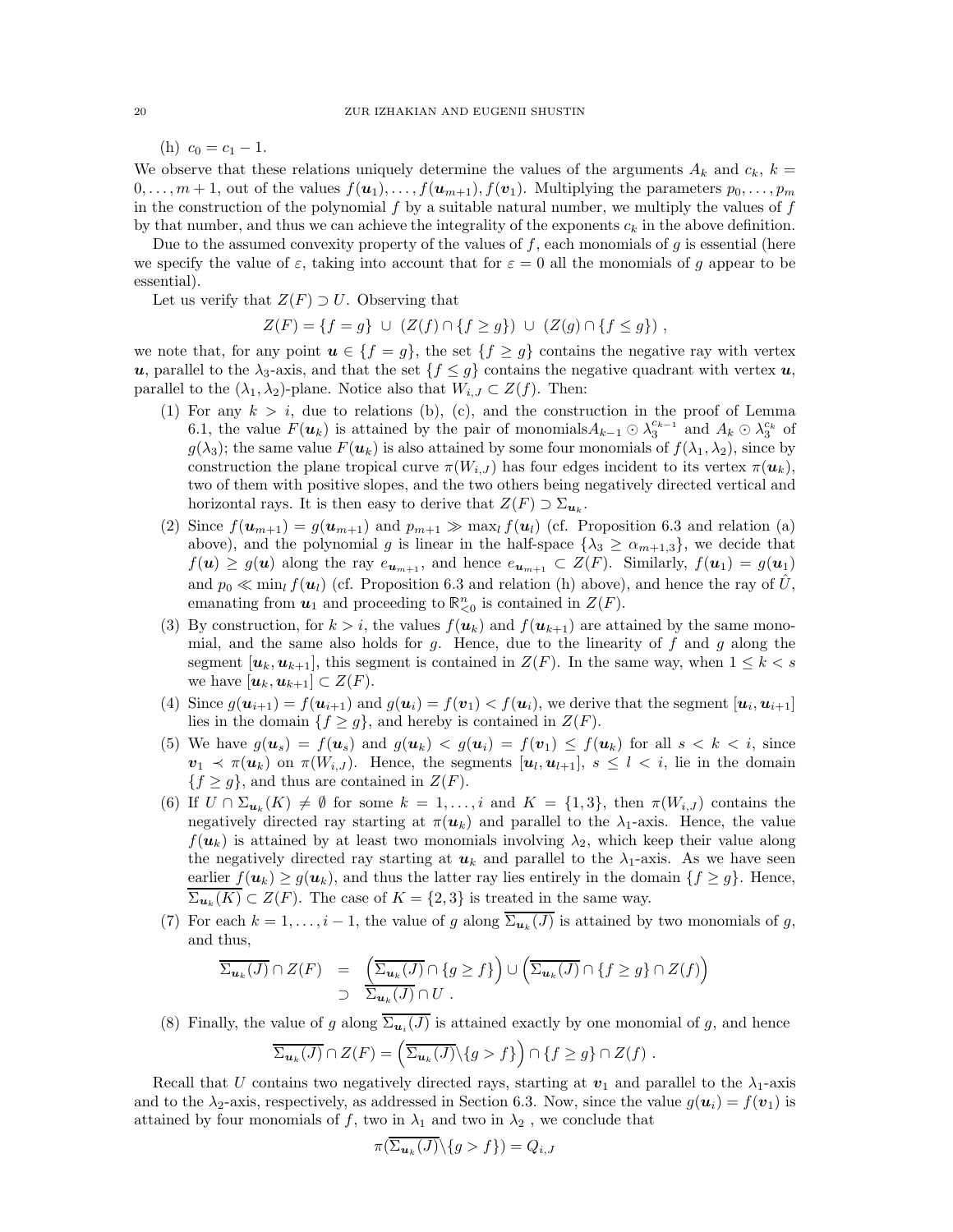(h) $c_0 = c_1 - 1$.

We observe that these relations uniquely determine the values of the arguments $A_k$ and $c_k$, $k = 0, \ldots, m+1$, out of the values $f(\boldsymbol{u}_1), \ldots, f(\boldsymbol{u}_{m+1}), f(\boldsymbol{v}_1)$. Multiplying the parameters $p_0, \ldots, p_m$ in the construction of the polynomial $f$ by a suitable natural number, we multiply the values of $f$ by that number, and thus we can achieve the integrality of the exponents $c_k$ in the above definition.

Due to the assumed convexity property of the values of $f$, each monomials of $g$ is essential (here we specify the value of $\varepsilon$, taking into account that for $\varepsilon = 0$ all the monomials of $g$ appear to be essential).

Let us verify that $Z(F) \supset U$. Observing that

$$Z(F) = \{f = g\} \ \cup \ (Z(f) \cap \{f \geq g\}) \ \cup \ (Z(g) \cap \{f \leq g\}) \ ,$$

we note that, for any point $\boldsymbol{u} \in \{f = g\}$, the set $\{f \geq g\}$ contains the negative ray with vertex $\boldsymbol{u}$, parallel to the $\lambda_3$-axis, and that the set $\{f \leq g\}$ contains the negative quadrant with vertex $\boldsymbol{u}$, parallel to the $(\lambda_1, \lambda_2)$-plane. Notice also that $W_{i,J} \subset Z(f)$. Then:

1. For any $k > i$, due to relations (b), (c), and the construction in the proof of Lemma 6.1, the value $F(\boldsymbol{u}_k)$ is attained by the pair of monomials$A_{k-1} \odot \lambda_3^{c_{k-1}}$ and $A_k \odot \lambda_3^{c_k}$ of $g(\lambda_3)$; the same value $F(\boldsymbol{u}_k)$ is also attained by some four monomials of $f(\lambda_1, \lambda_2)$, since by construction the plane tropical curve $\pi(W_{i,J})$ has four edges incident to its vertex $\pi(\boldsymbol{u}_k)$, two of them with positive slopes, and the two others being negatively directed vertical and horizontal rays. It is then easy to derive that $Z(F) \supset \Sigma_{\boldsymbol{u}_k}$.
2. Since $f(\boldsymbol{u}_{m+1}) = g(\boldsymbol{u}_{m+1})$ and $p_{m+1} \gg \max_l f(\boldsymbol{u}_l)$ (cf. Proposition 6.3 and relation (a) above), and the polynomial $g$ is linear in the half-space $\{\lambda_3 \geq \alpha_{m+1,3}\}$, we decide that $f(\boldsymbol{u}) \geq g(\boldsymbol{u})$ along the ray $e_{\boldsymbol{u}_{m+1}}$, and hence $e_{\boldsymbol{u}_{m+1}} \subset Z(F)$. Similarly, $f(\boldsymbol{u}_1) = g(\boldsymbol{u}_1)$ and $p_0 \ll \min_l f(\boldsymbol{u}_l)$ (cf. Proposition 6.3 and relation (h) above), and hence the ray of $\hat{U}$, emanating from $\boldsymbol{u}_1$ and proceeding to $\mathbb{R}^n_{<0}$ is contained in $Z(F)$.
3. By construction, for $k > i$, the values $f(\boldsymbol{u}_k)$ and $f(\boldsymbol{u}_{k+1})$ are attained by the same monomial, and the same also holds for $g$. Hence, due to the linearity of $f$ and $g$ along the segment $[\boldsymbol{u}_k, \boldsymbol{u}_{k+1}]$, this segment is contained in $Z(F)$. In the same way, when $1 \leq k < s$ we have $[\boldsymbol{u}_k, \boldsymbol{u}_{k+1}] \subset Z(F)$.
4. Since $g(\boldsymbol{u}_{i+1}) = f(\boldsymbol{u}_{i+1})$ and $g(\boldsymbol{u}_i) = f(\boldsymbol{v}_1) < f(\boldsymbol{u}_i)$, we derive that the segment $[\boldsymbol{u}_i, \boldsymbol{u}_{i+1}]$ lies in the domain $\{f \geq g\}$, and hereby is contained in $Z(F)$.
5. We have $g(\boldsymbol{u}_s) = f(\boldsymbol{u}_s)$ and $g(\boldsymbol{u}_k) < g(\boldsymbol{u}_i) = f(\boldsymbol{v}_1) \leq f(\boldsymbol{u}_k)$ for all $s < k < i$, since $\boldsymbol{v}_1 \prec \pi(\boldsymbol{u}_k)$ on $\pi(W_{i,J})$. Hence, the segments $[\boldsymbol{u}_l, \boldsymbol{u}_{l+1}]$, $s \leq l < i$, lie in the domain $\{f \geq g\}$, and thus are contained in $Z(F)$.
6. If $U \cap \Sigma_{\boldsymbol{u}_k}(K) \neq \emptyset$ for some $k = 1, \ldots, i$ and $K = \{1, 3\}$, then $\pi(W_{i,J})$ contains the negatively directed ray starting at $\pi(\boldsymbol{u}_k)$ and parallel to the $\lambda_1$-axis. Hence, the value $f(\boldsymbol{u}_k)$ is attained by at least two monomials involving $\lambda_2$, which keep their value along the negatively directed ray starting at $\boldsymbol{u}_k$ and parallel to the $\lambda_1$-axis. As we have seen earlier $f(\boldsymbol{u}_k) \geq g(\boldsymbol{u}_k)$, and thus the latter ray lies entirely in the domain $\{f \geq g\}$. Hence, $\overline{\Sigma_{\boldsymbol{u}_k}(K)} \subset Z(F)$. The case of $K = \{2, 3\}$ is treated in the same way.
7. For each $k = 1, \ldots, i-1$, the value of $g$ along $\overline{\Sigma_{\boldsymbol{u}_k}(J)}$ is attained by two monomials of $g$, and thus,
$$\begin{aligned}\overline{\Sigma_{\boldsymbol{u}_k}(J)} \cap Z(F) &= \left(\overline{\Sigma_{\boldsymbol{u}_k}(J)} \cap \{g \geq f\}\right) \cup \left(\overline{\Sigma_{\boldsymbol{u}_k}(J)} \cap \{f \geq g\} \cap Z(f)\right) \\ &\supset \overline{\Sigma_{\boldsymbol{u}_k}(J)} \cap U \ .\end{aligned}$$
8. Finally, the value of $g$ along $\overline{\Sigma_{\boldsymbol{u}_i}(J)}$ is attained exactly by one monomial of $g$, and hence
$$\overline{\Sigma_{\boldsymbol{u}_k}(J)} \cap Z(F) = \left(\overline{\Sigma_{\boldsymbol{u}_k}(J)} \backslash \{g > f\}\right) \cap \{f \geq g\} \cap Z(f) \ .$$

Recall that $U$ contains two negatively directed rays, starting at $\boldsymbol{v}_1$ and parallel to the $\lambda_1$-axis and to the $\lambda_2$-axis, respectively, as addressed in Section 6.3. Now, since the value $g(\boldsymbol{u}_i) = f(\boldsymbol{v}_1)$ is attained by four monomials of $f$, two in $\lambda_1$ and two in $\lambda_2$ , we conclude that

$$\pi(\overline{\Sigma_{\boldsymbol{u}_k}(J)} \backslash \{g > f\}) = Q_{i,J}$$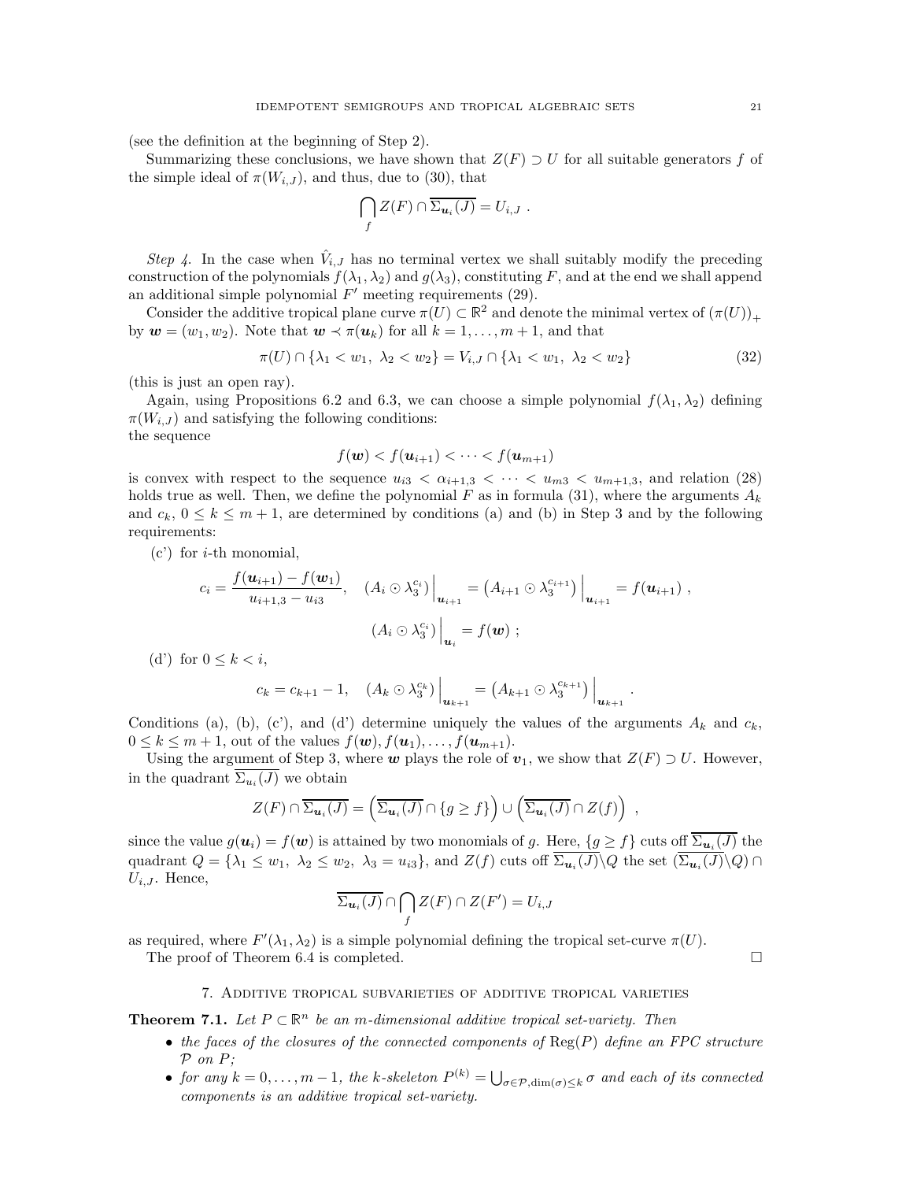(see the definition at the beginning of Step 2).

Summarizing these conclusions, we have shown that $Z(F) \supset U$ for all suitable generators $f$ of the simple ideal of $\pi(W_{i,J})$, and thus, due to (30), that

$$\bigcap_f Z(F) \cap \overline{\Sigma_{\boldsymbol{u}_i}(J)} = U_{i,J} \ .$$

*Step 4.* In the case when $\hat{V}_{i,J}$ has no terminal vertex we shall suitably modify the preceding construction of the polynomials $f(\lambda_1, \lambda_2)$ and $g(\lambda_3)$, constituting $F$, and at the end we shall append an additional simple polynomial $F'$ meeting requirements (29).

Consider the additive tropical plane curve $\pi(U) \subset \mathbb{R}^2$ and denote the minimal vertex of $(\pi(U))_+$ by $\boldsymbol{w} = (w_1, w_2)$. Note that $\boldsymbol{w} \prec \pi(\boldsymbol{u}_k)$ for all $k = 1, \ldots, m+1$, and that

$$\pi(U) \cap \{\lambda_1 < w_1, \ \lambda_2 < w_2\} = V_{i,J} \cap \{\lambda_1 < w_1, \ \lambda_2 < w_2\} \tag{32}$$

(this is just an open ray).

Again, using Propositions 6.2 and 6.3, we can choose a simple polynomial $f(\lambda_1, \lambda_2)$ defining $\pi(W_{i,J})$ and satisfying the following conditions:
the sequence

$$f(\boldsymbol{w}) < f(\boldsymbol{u}_{i+1}) < \cdots < f(\boldsymbol{u}_{m+1})$$

is convex with respect to the sequence $u_{i3} < \alpha_{i+1,3} < \cdots < u_{m3} < u_{m+1,3}$, and relation (28) holds true as well. Then, we define the polynomial $F$ as in formula (31), where the arguments $A_k$ and $c_k$, $0 \le k \le m+1$, are determined by conditions (a) and (b) in Step 3 and by the following requirements:

(c') for $i$-th monomial,

$$c_i = \frac{f(\boldsymbol{u}_{i+1}) - f(\boldsymbol{w}_1)}{u_{i+1,3} - u_{i3}}, \quad \left(A_i \odot \lambda_3^{c_i}\right)\Big|_{\boldsymbol{u}_{i+1}} = \left(A_{i+1} \odot \lambda_3^{c_{i+1}}\right)\Big|_{\boldsymbol{u}_{i+1}} = f(\boldsymbol{u}_{i+1}) \ ,$$

$$\left(A_i \odot \lambda_3^{c_i}\right)\Big|_{\boldsymbol{u}_i} = f(\boldsymbol{w}) \ ;$$

(d') for $0 \le k < i$,

$$c_k = c_{k+1} - 1, \quad \left(A_k \odot \lambda_3^{c_k}\right)\Big|_{\boldsymbol{u}_{k+1}} = \left(A_{k+1} \odot \lambda_3^{c_{k+1}}\right)\Big|_{\boldsymbol{u}_{k+1}} .$$

Conditions (a), (b), (c'), and (d') determine uniquely the values of the arguments $A_k$ and $c_k$, $0 \le k \le m+1$, out of the values $f(\boldsymbol{w}), f(\boldsymbol{u}_1), \ldots, f(\boldsymbol{u}_{m+1})$.

Using the argument of Step 3, where $\boldsymbol{w}$ plays the role of $\boldsymbol{v}_1$, we show that $Z(F) \supset U$. However, in the quadrant $\overline{\Sigma_{u_i}(J)}$ we obtain

$$Z(F) \cap \overline{\Sigma_{\boldsymbol{u}_i}(J)} = \left(\overline{\Sigma_{\boldsymbol{u}_i}(J)} \cap \{g \ge f\}\right) \cup \left(\overline{\Sigma_{\boldsymbol{u}_i}(J)} \cap Z(f)\right) \ ,$$

since the value $g(\boldsymbol{u}_i) = f(\boldsymbol{w})$ is attained by two monomials of $g$. Here, $\{g \ge f\}$ cuts off $\overline{\Sigma_{\boldsymbol{u}_i}(J)}$ the quadrant $Q = \{\lambda_1 \le w_1, \ \lambda_2 \le w_2, \ \lambda_3 = u_{i3}\}$, and $Z(f)$ cuts off $\overline{\Sigma_{\boldsymbol{u}_i}(J)} \backslash Q$ the set $(\overline{\Sigma_{\boldsymbol{u}_i}(J)} \backslash Q) \cap U_{i,J}$. Hence,

$$\overline{\Sigma_{\boldsymbol{u}_i}(J)} \cap \bigcap_f Z(F) \cap Z(F') = U_{i,J}$$

as required, where $F'(\lambda_1, \lambda_2)$ is a simple polynomial defining the tropical set-curve $\pi(U)$.

The proof of Theorem 6.4 is completed. $\square$

## 7. Additive tropical subvarieties of additive tropical varieties

**Theorem 7.1.** *Let $P \subset \mathbb{R}^n$ be an $m$-dimensional additive tropical set-variety. Then*

- *the faces of the closures of the connected components of $\mathrm{Reg}(P)$ define an FPC structure $\mathcal{P}$ on $P$;*
- *for any $k = 0, \ldots, m-1$, the $k$-skeleton $P^{(k)} = \bigcup_{\sigma \in \mathcal{P}, \dim(\sigma) \le k} \sigma$ and each of its connected components is an additive tropical set-variety.*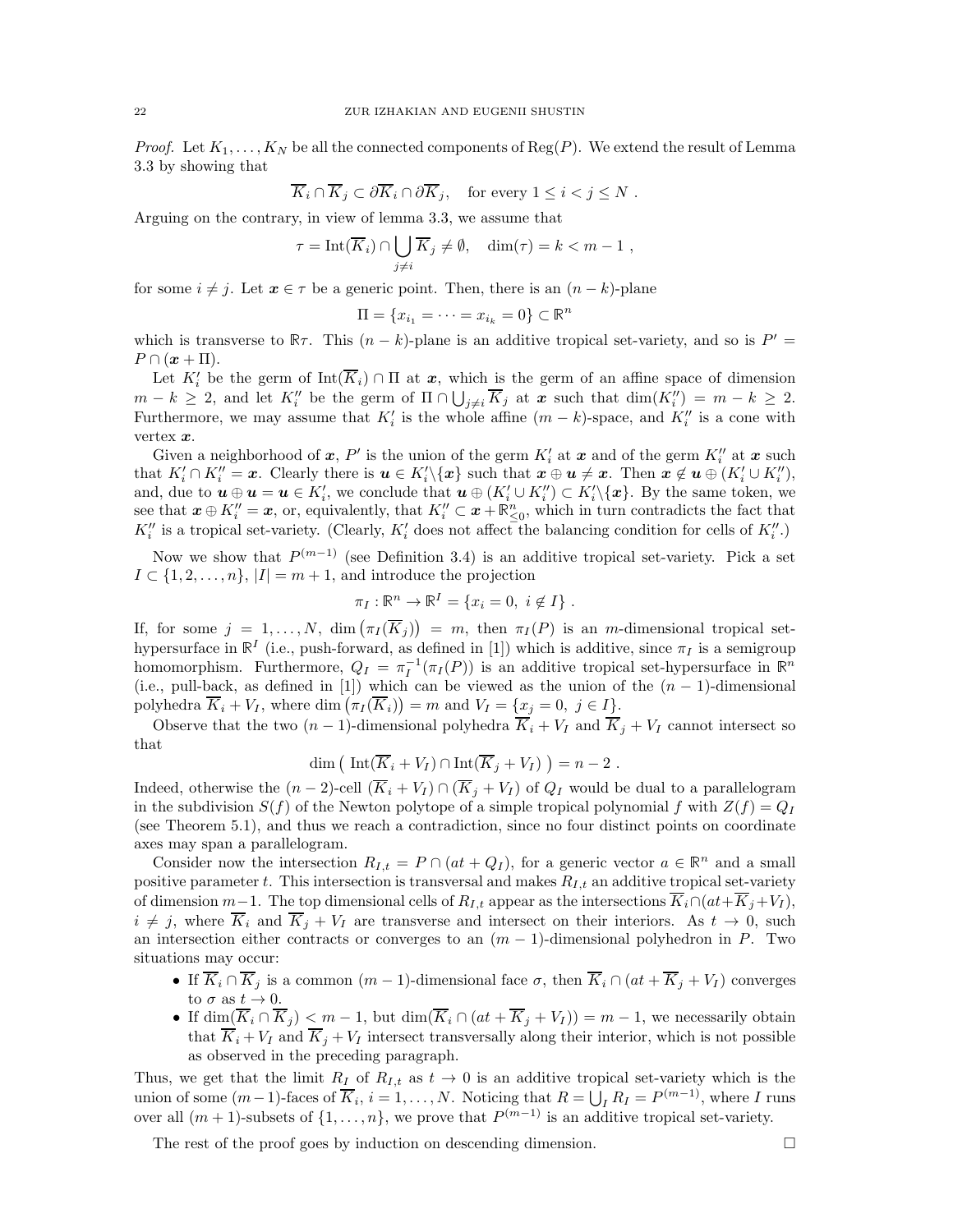*Proof.* Let $K_1, \dots, K_N$ be all the connected components of $\mathrm{Reg}(P)$. We extend the result of Lemma 3.3 by showing that

$$\overline{K}_i \cap \overline{K}_j \subset \partial \overline{K}_i \cap \partial \overline{K}_j, \quad \text{for every } 1 \le i < j \le N \ .$$

Arguing on the contrary, in view of lemma 3.3, we assume that

$$\tau = \mathrm{Int}(\overline{K}_i) \cap \bigcup_{j \neq i} \overline{K}_j \neq \emptyset, \quad \dim(\tau) = k < m-1 \ ,$$

for some $i \neq j$. Let $\boldsymbol{x} \in \tau$ be a generic point. Then, there is an $(n-k)$-plane

$$\Pi = \{x_{i_1} = \dots = x_{i_k} = 0\} \subset \mathbb{R}^n$$

which is transverse to $\mathbb{R}\tau$. This $(n-k)$-plane is an additive tropical set-variety, and so is $P' = P \cap (\boldsymbol{x} + \Pi)$.

Let $K_i'$ be the germ of $\mathrm{Int}(\overline{K}_i) \cap \Pi$ at $\boldsymbol{x}$, which is the germ of an affine space of dimension $m - k \ge 2$, and let $K_i''$ be the germ of $\Pi \cap \bigcup_{j \neq i} \overline{K}_j$ at $\boldsymbol{x}$ such that $\dim(K_i'') = m - k \ge 2$. Furthermore, we may assume that $K_i'$ is the whole affine $(m-k)$-space, and $K_i''$ is a cone with vertex $\boldsymbol{x}$.

Given a neighborhood of $\boldsymbol{x}$, $P'$ is the union of the germ $K_i'$ at $\boldsymbol{x}$ and of the germ $K_i''$ at $\boldsymbol{x}$ such that $K_i' \cap K_i'' = \boldsymbol{x}$. Clearly there is $\boldsymbol{u} \in K_i' \backslash \{\boldsymbol{x}\}$ such that $\boldsymbol{x} \oplus \boldsymbol{u} \neq \boldsymbol{x}$. Then $\boldsymbol{x} \notin \boldsymbol{u} \oplus (K_i' \cup K_i'')$, and, due to $\boldsymbol{u} \oplus \boldsymbol{u} = \boldsymbol{u} \in K_i'$, we conclude that $\boldsymbol{u} \oplus (K_i' \cup K_i'') \subset K_i' \backslash \{\boldsymbol{x}\}$. By the same token, we see that $\boldsymbol{x} \oplus K_i'' = \boldsymbol{x}$, or, equivalently, that $K_i'' \subset \boldsymbol{x} + \mathbb{R}^n_{\le 0}$, which in turn contradicts the fact that $K_i''$ is a tropical set-variety. (Clearly, $K_i'$ does not affect the balancing condition for cells of $K_i''$.)

Now we show that $P^{(m-1)}$ (see Definition 3.4) is an additive tropical set-variety. Pick a set $I \subset \{1, 2, \dots, n\}$, $|I| = m+1$, and introduce the projection

$$\pi_I : \mathbb{R}^n \to \mathbb{R}^I = \{x_i = 0, \ i \notin I\} \ .$$

If, for some $j = 1, \dots, N$, $\dim\big(\pi_I(\overline{K}_j)\big) = m$, then $\pi_I(P)$ is an $m$-dimensional tropical set-hypersurface in $\mathbb{R}^I$ (i.e., push-forward, as defined in [1]) which is additive, since $\pi_I$ is a semigroup homomorphism. Furthermore, $Q_I = \pi_I^{-1}(\pi_I(P))$ is an additive tropical set-hypersurface in $\mathbb{R}^n$ (i.e., pull-back, as defined in [1]) which can be viewed as the union of the $(n-1)$-dimensional polyhedra $\overline{K}_i + V_I$, where $\dim\big(\pi_I(\overline{K}_i)\big) = m$ and $V_I = \{x_j = 0, \ j \in I\}$.

Observe that the two $(n-1)$-dimensional polyhedra $\overline{K}_i + V_I$ and $\overline{K}_j + V_I$ cannot intersect so that

$$\dim\big( \ \mathrm{Int}(\overline{K}_i + V_I) \cap \mathrm{Int}(\overline{K}_j + V_I) \ \big) = n-2 \ .$$

Indeed, otherwise the $(n-2)$-cell $(\overline{K}_i + V_I) \cap (\overline{K}_j + V_I)$ of $Q_I$ would be dual to a parallelogram in the subdivision $S(f)$ of the Newton polytope of a simple tropical polynomial $f$ with $Z(f) = Q_I$ (see Theorem 5.1), and thus we reach a contradiction, since no four distinct points on coordinate axes may span a parallelogram.

Consider now the intersection $R_{I,t} = P \cap (at + Q_I)$, for a generic vector $a \in \mathbb{R}^n$ and a small positive parameter $t$. This intersection is transversal and makes $R_{I,t}$ an additive tropical set-variety of dimension $m-1$. The top dimensional cells of $R_{I,t}$ appear as the intersections $\overline{K}_i \cap (at + \overline{K}_j + V_I)$, $i \neq j$, where $\overline{K}_i$ and $\overline{K}_j + V_I$ are transverse and intersect on their interiors. As $t \to 0$, such an intersection either contracts or converges to an $(m-1)$-dimensional polyhedron in $P$. Two situations may occur:

- If $\overline{K}_i \cap \overline{K}_j$ is a common $(m-1)$-dimensional face $\sigma$, then $\overline{K}_i \cap (at + \overline{K}_j + V_I)$ converges to $\sigma$ as $t \to 0$.
- If $\dim(\overline{K}_i \cap \overline{K}_j) < m-1$, but $\dim(\overline{K}_i \cap (at + \overline{K}_j + V_I)) = m-1$, we necessarily obtain that $\overline{K}_i + V_I$ and $\overline{K}_j + V_I$ intersect transversally along their interior, which is not possible as observed in the preceding paragraph.

Thus, we get that the limit $R_I$ of $R_{I,t}$ as $t \to 0$ is an additive tropical set-variety which is the union of some $(m-1)$-faces of $\overline{K}_i$, $i = 1, \dots, N$. Noticing that $R = \bigcup_I R_I = P^{(m-1)}$, where $I$ runs over all $(m+1)$-subsets of $\{1, \dots, n\}$, we prove that $P^{(m-1)}$ is an additive tropical set-variety.

The rest of the proof goes by induction on descending dimension. $\square$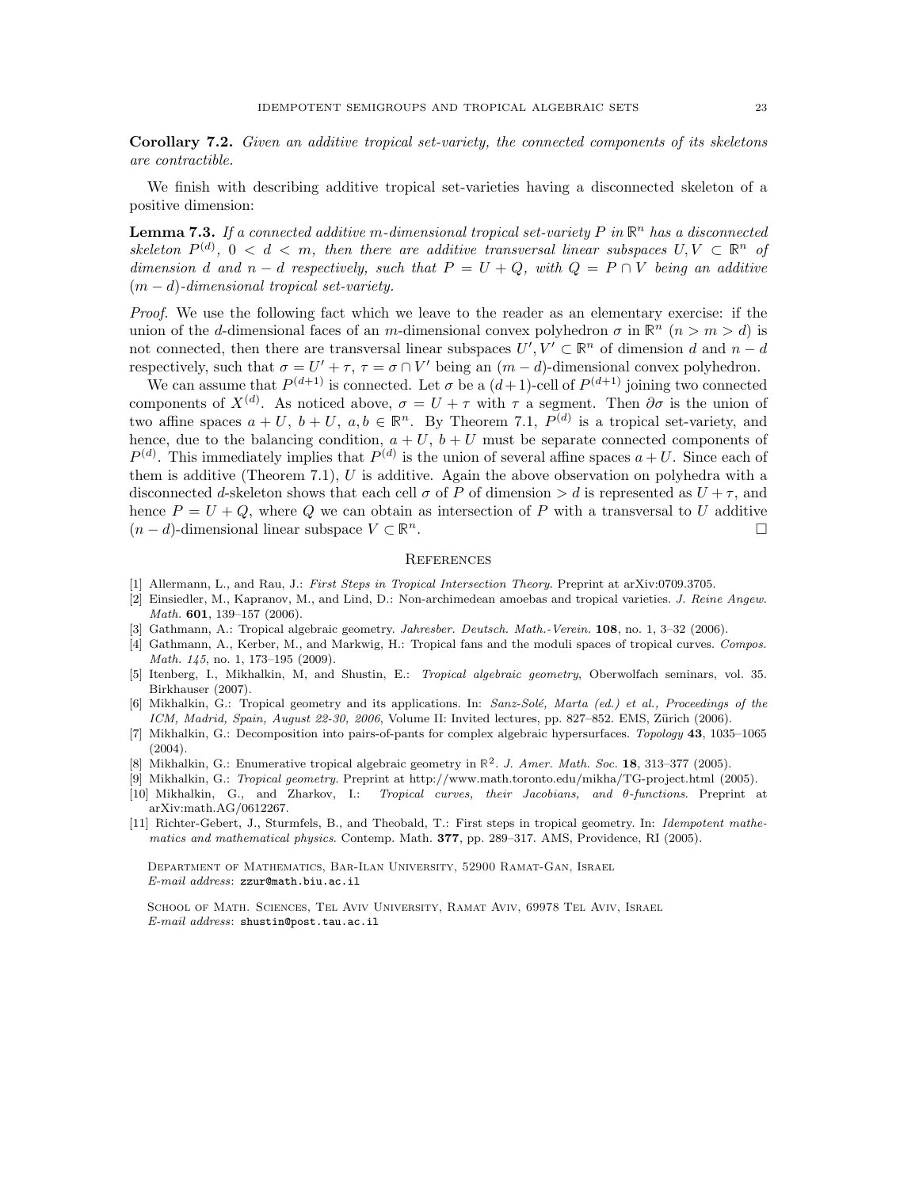**Corollary 7.2.** *Given an additive tropical set-variety, the connected components of its skeletons are contractible.*

We finish with describing additive tropical set-varieties having a disconnected skeleton of a positive dimension:

**Lemma 7.3.** *If a connected additive $m$-dimensional tropical set-variety $P$ in $\mathbb{R}^n$ has a disconnected skeleton $P^{(d)}$, $0 < d < m$, then there are additive transversal linear subspaces $U, V \subset \mathbb{R}^n$ of dimension $d$ and $n-d$ respectively, such that $P = U + Q$, with $Q = P \cap V$ being an additive $(m-d)$-dimensional tropical set-variety.*

*Proof.* We use the following fact which we leave to the reader as an elementary exercise: if the union of the $d$-dimensional faces of an $m$-dimensional convex polyhedron $\sigma$ in $\mathbb{R}^n$ $(n > m > d)$ is not connected, then there are transversal linear subspaces $U', V' \subset \mathbb{R}^n$ of dimension $d$ and $n-d$ respectively, such that $\sigma = U' + \tau$, $\tau = \sigma \cap V'$ being an $(m-d)$-dimensional convex polyhedron.

We can assume that $P^{(d+1)}$ is connected. Let $\sigma$ be a $(d+1)$-cell of $P^{(d+1)}$ joining two connected components of $X^{(d)}$. As noticed above, $\sigma = U + \tau$ with $\tau$ a segment. Then $\partial\sigma$ is the union of two affine spaces $a + U$, $b + U$, $a, b \in \mathbb{R}^n$. By Theorem 7.1, $P^{(d)}$ is a tropical set-variety, and hence, due to the balancing condition, $a + U$, $b + U$ must be separate connected components of $P^{(d)}$. This immediately implies that $P^{(d)}$ is the union of several affine spaces $a + U$. Since each of them is additive (Theorem 7.1), $U$ is additive. Again the above observation on polyhedra with a disconnected $d$-skeleton shows that each cell $\sigma$ of $P$ of dimension $> d$ is represented as $U + \tau$, and hence $P = U + Q$, where $Q$ we can obtain as intersection of $P$ with a transversal to $U$ additive $(n-d)$-dimensional linear subspace $V \subset \mathbb{R}^n$. ☐

## References

[1] Allermann, L., and Rau, J.: *First Steps in Tropical Intersection Theory*. Preprint at arXiv:0709.3705.

[2] Einsiedler, M., Kapranov, M., and Lind, D.: Non-archimedean amoebas and tropical varieties. *J. Reine Angew. Math.* **601**, 139–157 (2006).

[3] Gathmann, A.: Tropical algebraic geometry. *Jahresber. Deutsch. Math.-Verein.* **108**, no. 1, 3–32 (2006).

[4] Gathmann, A., Kerber, M., and Markwig, H.: Tropical fans and the moduli spaces of tropical curves. *Compos. Math. 145*, no. 1, 173–195 (2009).

[5] Itenberg, I., Mikhalkin, M, and Shustin, E.: *Tropical algebraic geometry*, Oberwolfach seminars, vol. 35. Birkhauser (2007).

[6] Mikhalkin, G.: Tropical geometry and its applications. In: *Sanz-Solé, Marta (ed.) et al., Proceedings of the ICM, Madrid, Spain, August 22-30, 2006*, Volume II: Invited lectures, pp. 827–852. EMS, Zürich (2006).

[7] Mikhalkin, G.: Decomposition into pairs-of-pants for complex algebraic hypersurfaces. *Topology* **43**, 1035–1065 (2004).

[8] Mikhalkin, G.: Enumerative tropical algebraic geometry in $\mathbb{R}^2$. *J. Amer. Math. Soc.* **18**, 313–377 (2005).

[9] Mikhalkin, G.: *Tropical geometry.* Preprint at http://www.math.toronto.edu/mikha/TG-project.html (2005).

[10] Mikhalkin, G., and Zharkov, I.: *Tropical curves, their Jacobians, and θ-functions*. Preprint at arXiv:math.AG/0612267.

[11] Richter-Gebert, J., Sturmfels, B., and Theobald, T.: First steps in tropical geometry. In: *Idempotent mathematics and mathematical physics*. Contemp. Math. **377**, pp. 289–317. AMS, Providence, RI (2005).

Department of Mathematics, Bar-Ilan University, 52900 Ramat-Gan, Israel
*E-mail address*: zzur@math.biu.ac.il

School of Math. Sciences, Tel Aviv University, Ramat Aviv, 69978 Tel Aviv, Israel
*E-mail address*: shustin@post.tau.ac.il